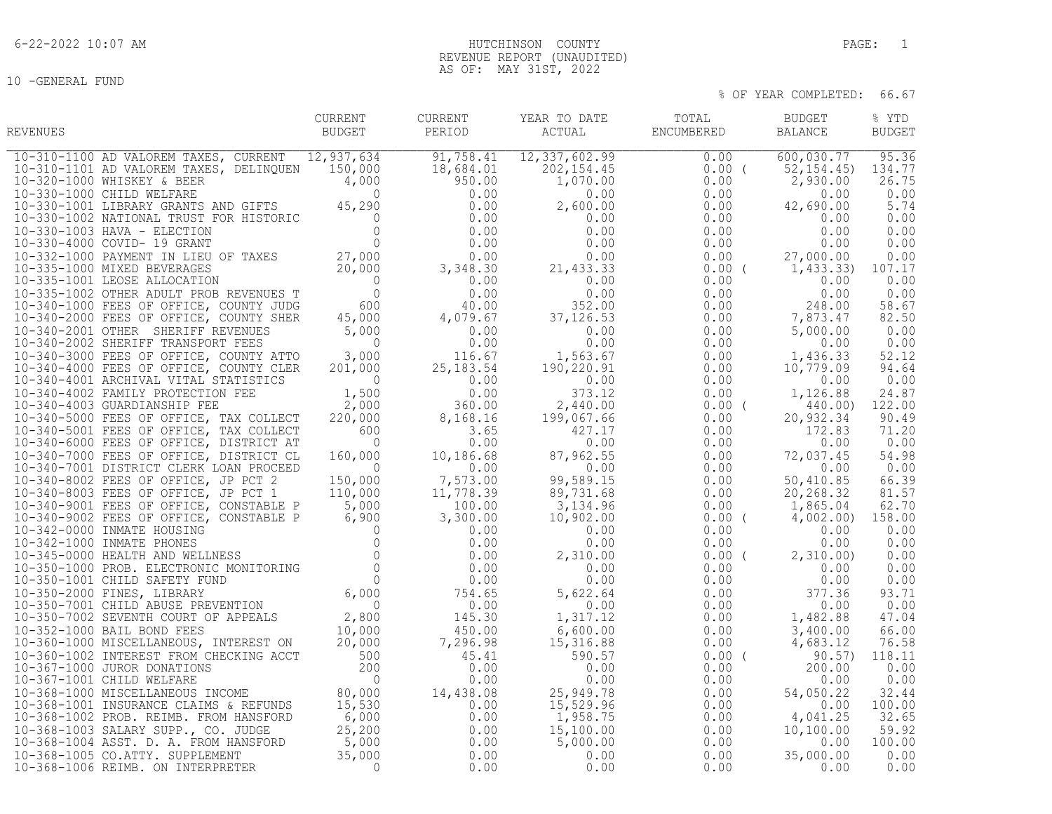6-22-2022 10:07 AM

# HUTCHINSON COUNTY
## REVENUE REPORT (UNAUDITED)
### AS OF: MAY 31ST, 2022

10 -GENERAL FUND

% OF YEAR COMPLETED: 66.67

| REVENUES | CURRENT BUDGET | CURRENT PERIOD | YEAR TO DATE ACTUAL | TOTAL ENCUMBERED | BUDGET BALANCE | % YTD BUDGET |
|---|---|---|---|---|---|---|
| 10-310-1100 AD VALOREM TAXES, CURRENT | 12,937,634 | 91,758.41 | 12,337,602.99 | 0.00 | 600,030.77 | 95.36 |
| 10-310-1101 AD VALOREM TAXES, DELINQUEN | 150,000 | 18,684.01 | 202,154.45 | 0.00 | ( 52,154.45) | 134.77 |
| 10-320-1000 WHISKEY & BEER | 4,000 | 950.00 | 1,070.00 | 0.00 | 2,930.00 | 26.75 |
| 10-330-1000 CHILD WELFARE | 0 | 0.00 | 0.00 | 0.00 | 0.00 | 0.00 |
| 10-330-1001 LIBRARY GRANTS AND GIFTS | 45,290 | 0.00 | 2,600.00 | 0.00 | 42,690.00 | 5.74 |
| 10-330-1002 NATIONAL TRUST FOR HISTORIC | 0 | 0.00 | 0.00 | 0.00 | 0.00 | 0.00 |
| 10-330-1003 HAVA - ELECTION | 0 | 0.00 | 0.00 | 0.00 | 0.00 | 0.00 |
| 10-330-4000 COVID- 19 GRANT | 0 | 0.00 | 0.00 | 0.00 | 0.00 | 0.00 |
| 10-332-1000 PAYMENT IN LIEU OF TAXES | 27,000 | 0.00 | 0.00 | 0.00 | 27,000.00 | 0.00 |
| 10-335-1000 MIXED BEVERAGES | 20,000 | 3,348.30 | 21,433.33 | 0.00 | ( 1,433.33) | 107.17 |
| 10-335-1001 LEOSE ALLOCATION | 0 | 0.00 | 0.00 | 0.00 | 0.00 | 0.00 |
| 10-335-1002 OTHER ADULT PROB REVENUES T | 0 | 0.00 | 0.00 | 0.00 | 0.00 | 0.00 |
| 10-340-1000 FEES OF OFFICE, COUNTY JUDG | 600 | 40.00 | 352.00 | 0.00 | 248.00 | 58.67 |
| 10-340-2000 FEES OF OFFICE, COUNTY SHER | 45,000 | 4,079.67 | 37,126.53 | 0.00 | 7,873.47 | 82.50 |
| 10-340-2001 OTHER SHERIFF REVENUES | 5,000 | 0.00 | 0.00 | 0.00 | 5,000.00 | 0.00 |
| 10-340-2002 SHERIFF TRANSPORT FEES | 0 | 0.00 | 0.00 | 0.00 | 0.00 | 0.00 |
| 10-340-3000 FEES OF OFFICE, COUNTY ATTO | 3,000 | 116.67 | 1,563.67 | 0.00 | 1,436.33 | 52.12 |
| 10-340-4000 FEES OF OFFICE, COUNTY CLER | 201,000 | 25,183.54 | 190,220.91 | 0.00 | 10,779.09 | 94.64 |
| 10-340-4001 ARCHIVAL VITAL STATISTICS | 0 | 0.00 | 0.00 | 0.00 | 0.00 | 0.00 |
| 10-340-4002 FAMILY PROTECTION FEE | 1,500 | 0.00 | 373.12 | 0.00 | 1,126.88 | 24.87 |
| 10-340-4003 GUARDIANSHIP FEE | 2,000 | 360.00 | 2,440.00 | 0.00 | ( 440.00) | 122.00 |
| 10-340-5000 FEES OF OFFICE, TAX COLLECT | 220,000 | 8,168.16 | 199,067.66 | 0.00 | 20,932.34 | 90.49 |
| 10-340-5001 FEES OF OFFICE, TAX COLLECT | 600 | 3.65 | 427.17 | 0.00 | 172.83 | 71.20 |
| 10-340-6000 FEES OF OFFICE, DISTRICT AT | 0 | 0.00 | 0.00 | 0.00 | 0.00 | 0.00 |
| 10-340-7000 FEES OF OFFICE, DISTRICT CL | 160,000 | 10,186.68 | 87,962.55 | 0.00 | 72,037.45 | 54.98 |
| 10-340-7001 DISTRICT CLERK LOAN PROCEED | 0 | 0.00 | 0.00 | 0.00 | 0.00 | 0.00 |
| 10-340-8002 FEES OF OFFICE, JP PCT 2 | 150,000 | 7,573.00 | 99,589.15 | 0.00 | 50,410.85 | 66.39 |
| 10-340-8003 FEES OF OFFICE, JP PCT 1 | 110,000 | 11,778.39 | 89,731.68 | 0.00 | 20,268.32 | 81.57 |
| 10-340-9001 FEES OF OFFICE, CONSTABLE P | 5,000 | 100.00 | 3,134.96 | 0.00 | 1,865.04 | 62.70 |
| 10-340-9002 FEES OF OFFICE, CONSTABLE P | 6,900 | 3,300.00 | 10,902.00 | 0.00 | ( 4,002.00) | 158.00 |
| 10-342-0000 INMATE HOUSING | 0 | 0.00 | 0.00 | 0.00 | 0.00 | 0.00 |
| 10-342-1000 INMATE PHONES | 0 | 0.00 | 0.00 | 0.00 | 0.00 | 0.00 |
| 10-345-0000 HEALTH AND WELLNESS | 0 | 0.00 | 2,310.00 | 0.00 | ( 2,310.00) | 0.00 |
| 10-350-1000 PROB. ELECTRONIC MONITORING | 0 | 0.00 | 0.00 | 0.00 | 0.00 | 0.00 |
| 10-350-1001 CHILD SAFETY FUND | 0 | 0.00 | 0.00 | 0.00 | 0.00 | 0.00 |
| 10-350-2000 FINES, LIBRARY | 6,000 | 754.65 | 5,622.64 | 0.00 | 377.36 | 93.71 |
| 10-350-7001 CHILD ABUSE PREVENTION | 0 | 0.00 | 0.00 | 0.00 | 0.00 | 0.00 |
| 10-350-7002 SEVENTH COURT OF APPEALS | 2,800 | 145.30 | 1,317.12 | 0.00 | 1,482.88 | 47.04 |
| 10-352-1000 BAIL BOND FEES | 10,000 | 450.00 | 6,600.00 | 0.00 | 3,400.00 | 66.00 |
| 10-360-1000 MISCELLANEOUS, INTEREST ON | 20,000 | 7,296.98 | 15,316.88 | 0.00 | 4,683.12 | 76.58 |
| 10-360-1002 INTEREST FROM CHECKING ACCT | 500 | 45.41 | 590.57 | 0.00 | ( 90.57) | 118.11 |
| 10-367-1000 JUROR DONATIONS | 200 | 0.00 | 0.00 | 0.00 | 200.00 | 0.00 |
| 10-367-1001 CHILD WELFARE | 0 | 0.00 | 0.00 | 0.00 | 0.00 | 0.00 |
| 10-368-1000 MISCELLANEOUS INCOME | 80,000 | 14,438.08 | 25,949.78 | 0.00 | 54,050.22 | 32.44 |
| 10-368-1001 INSURANCE CLAIMS & REFUNDS | 15,530 | 0.00 | 15,529.96 | 0.00 | 0.00 | 100.00 |
| 10-368-1002 PROB. REIMB. FROM HANSFORD | 6,000 | 0.00 | 1,958.75 | 0.00 | 4,041.25 | 32.65 |
| 10-368-1003 SALARY SUPP., CO. JUDGE | 25,200 | 0.00 | 15,100.00 | 0.00 | 10,100.00 | 59.92 |
| 10-368-1004 ASST. D. A. FROM HANSFORD | 5,000 | 0.00 | 5,000.00 | 0.00 | 0.00 | 100.00 |
| 10-368-1005 CO.ATTY. SUPPLEMENT | 35,000 | 0.00 | 0.00 | 0.00 | 35,000.00 | 0.00 |
| 10-368-1006 REIMB. ON INTERPRETER | 0 | 0.00 | 0.00 | 0.00 | 0.00 | 0.00 |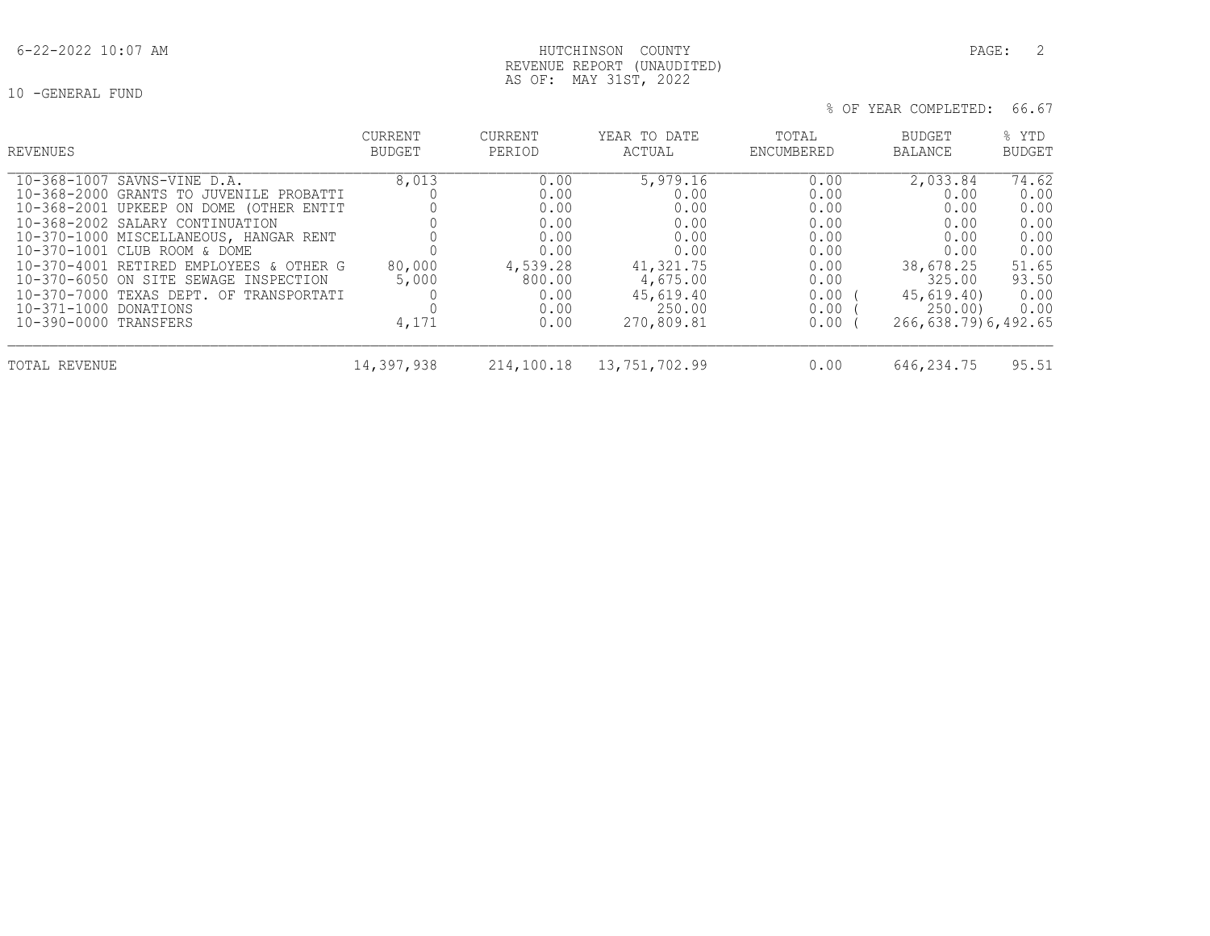HUTCHINSON COUNTY
REVENUE REPORT (UNAUDITED)
AS OF: MAY 31ST, 2022

10 -GENERAL FUND

% OF YEAR COMPLETED: 66.67

| REVENUES | CURRENT BUDGET | CURRENT PERIOD | YEAR TO DATE ACTUAL | TOTAL ENCUMBERED | BUDGET BALANCE | % YTD BUDGET |
|---|---|---|---|---|---|---|
| 10-368-1007 SAVNS-VINE D.A. | 8,013 | 0.00 | 5,979.16 | 0.00 | 2,033.84 | 74.62 |
| 10-368-2000 GRANTS TO JUVENILE PROBATTI | 0 | 0.00 | 0.00 | 0.00 | 0.00 | 0.00 |
| 10-368-2001 UPKEEP ON DOME (OTHER ENTIT | 0 | 0.00 | 0.00 | 0.00 | 0.00 | 0.00 |
| 10-368-2002 SALARY CONTINUATION | 0 | 0.00 | 0.00 | 0.00 | 0.00 | 0.00 |
| 10-370-1000 MISCELLANEOUS, HANGAR RENT | 0 | 0.00 | 0.00 | 0.00 | 0.00 | 0.00 |
| 10-370-1001 CLUB ROOM & DOME | 0 | 0.00 | 0.00 | 0.00 | 0.00 | 0.00 |
| 10-370-4001 RETIRED EMPLOYEES & OTHER G | 80,000 | 4,539.28 | 41,321.75 | 0.00 | 38,678.25 | 51.65 |
| 10-370-6050 ON SITE SEWAGE INSPECTION | 5,000 | 800.00 | 4,675.00 | 0.00 | 325.00 | 93.50 |
| 10-370-7000 TEXAS DEPT. OF TRANSPORTATI | 0 | 0.00 | 45,619.40 | 0.00 | (45,619.40) | 0.00 |
| 10-371-1000 DONATIONS | 0 | 0.00 | 250.00 | 0.00 | (250.00) | 0.00 |
| 10-390-0000 TRANSFERS | 4,171 | 0.00 | 270,809.81 | 0.00 | (266,638.79) | 6,492.65 |
| TOTAL REVENUE | 14,397,938 | 214,100.18 | 13,751,702.99 | 0.00 | 646,234.75 | 95.51 |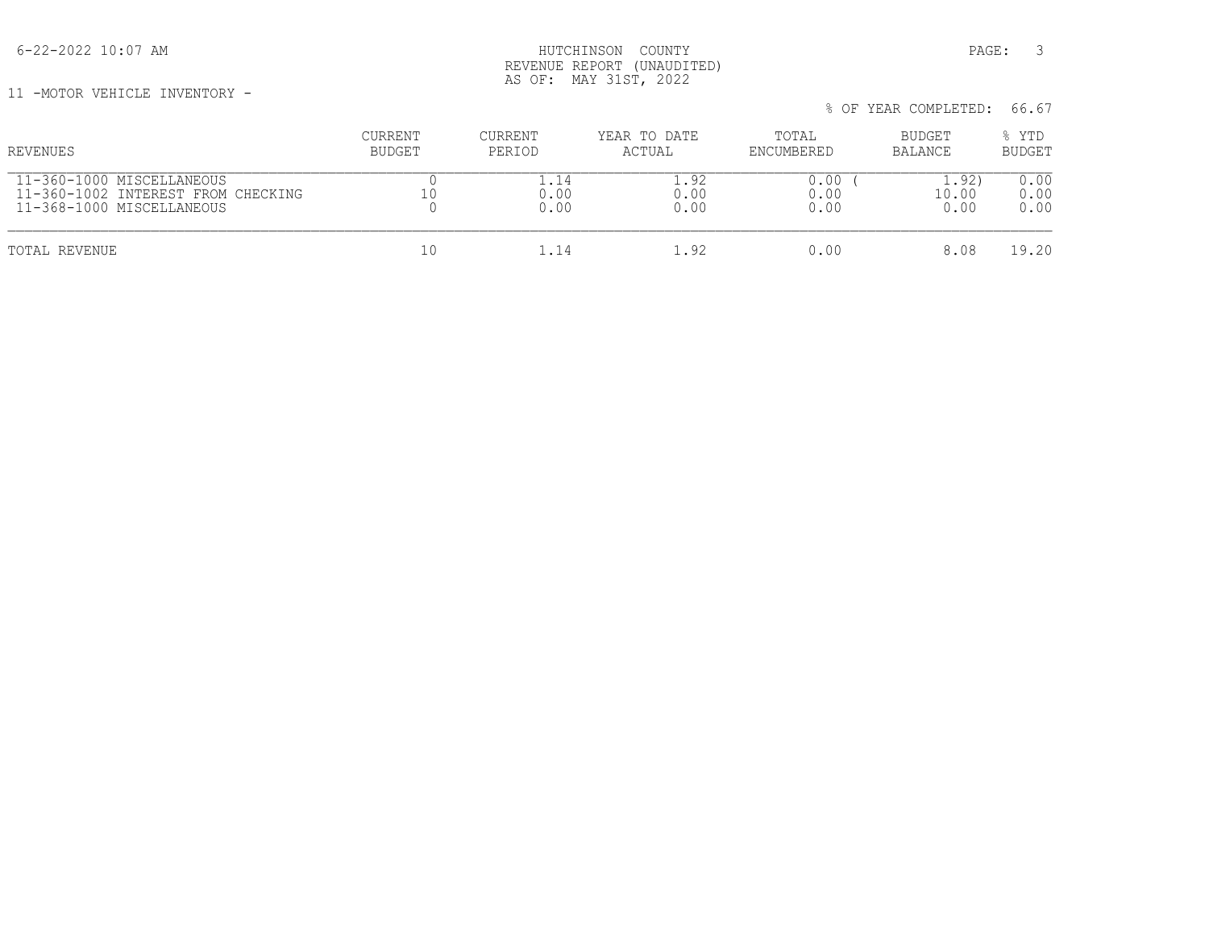HUTCHINSON COUNTY
REVENUE REPORT (UNAUDITED)
AS OF: MAY 31ST, 2022

11 -MOTOR VEHICLE INVENTORY -

% OF YEAR COMPLETED: 66.67

| REVENUES | CURRENT BUDGET | CURRENT PERIOD | YEAR TO DATE ACTUAL | TOTAL ENCUMBERED | BUDGET BALANCE | % YTD BUDGET |
|---|---|---|---|---|---|---|
| 11-360-1000 MISCELLANEOUS | 0 | 1.14 | 1.92 | 0.00 | ( 1.92) | 0.00 |
| 11-360-1002 INTEREST FROM CHECKING | 10 | 0.00 | 0.00 | 0.00 | 10.00 | 0.00 |
| 11-368-1000 MISCELLANEOUS | 0 | 0.00 | 0.00 | 0.00 | 0.00 | 0.00 |
| TOTAL REVENUE | 10 | 1.14 | 1.92 | 0.00 | 8.08 | 19.20 |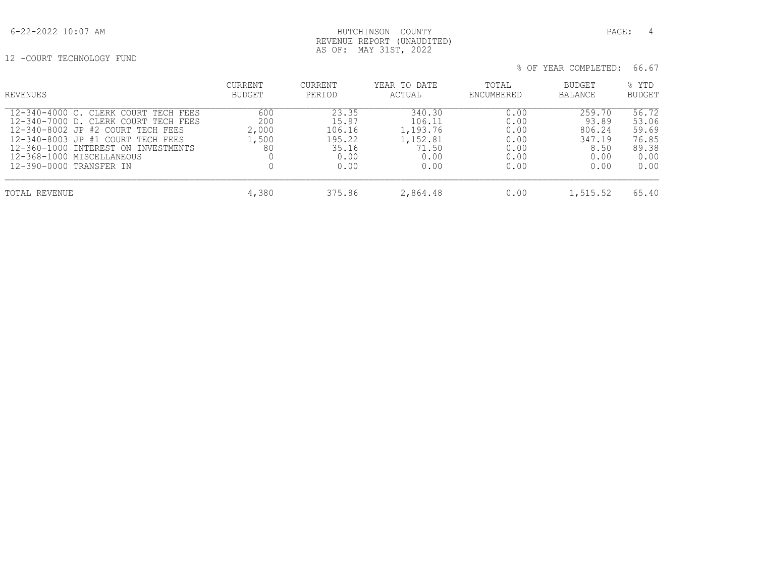HUTCHINSON COUNTY
REVENUE REPORT (UNAUDITED)
AS OF: MAY 31ST, 2022

12 -COURT TECHNOLOGY FUND

% OF YEAR COMPLETED: 66.67

| REVENUES | CURRENT BUDGET | CURRENT PERIOD | YEAR TO DATE ACTUAL | TOTAL ENCUMBERED | BUDGET BALANCE | % YTD BUDGET |
|---|---|---|---|---|---|---|
| 12-340-4000 C. CLERK COURT TECH FEES | 600 | 23.35 | 340.30 | 0.00 | 259.70 | 56.72 |
| 12-340-7000 D. CLERK COURT TECH FEES | 200 | 15.97 | 106.11 | 0.00 | 93.89 | 53.06 |
| 12-340-8002 JP #2 COURT TECH FEES | 2,000 | 106.16 | 1,193.76 | 0.00 | 806.24 | 59.69 |
| 12-340-8003 JP #1 COURT TECH FEES | 1,500 | 195.22 | 1,152.81 | 0.00 | 347.19 | 76.85 |
| 12-360-1000 INTEREST ON INVESTMENTS | 80 | 35.16 | 71.50 | 0.00 | 8.50 | 89.38 |
| 12-368-1000 MISCELLANEOUS | 0 | 0.00 | 0.00 | 0.00 | 0.00 | 0.00 |
| 12-390-0000 TRANSFER IN | 0 | 0.00 | 0.00 | 0.00 | 0.00 | 0.00 |
| TOTAL REVENUE | 4,380 | 375.86 | 2,864.48 | 0.00 | 1,515.52 | 65.40 |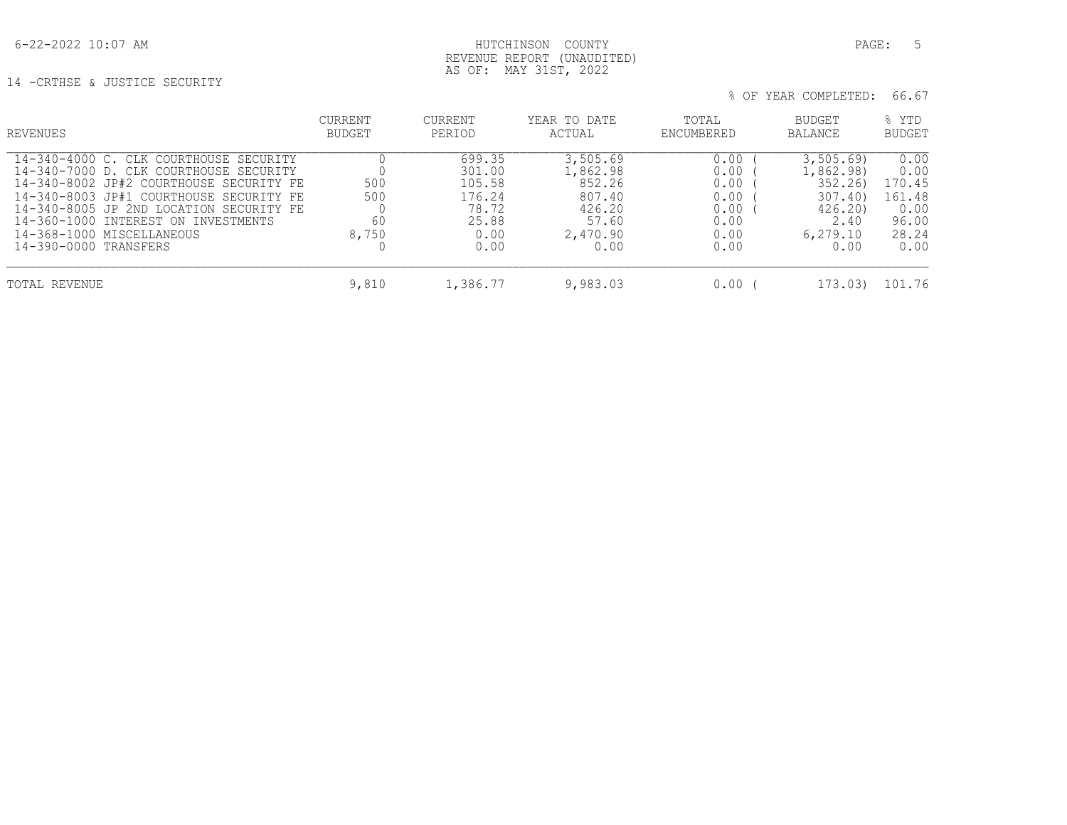6-22-2022 10:07 AM

HUTCHINSON COUNTY
REVENUE REPORT (UNAUDITED)
AS OF: MAY 31ST, 2022

14 -CRTHSE & JUSTICE SECURITY

% OF YEAR COMPLETED: 66.67

| REVENUES | CURRENT BUDGET | CURRENT PERIOD | YEAR TO DATE ACTUAL | TOTAL ENCUMBERED | BUDGET BALANCE | % YTD BUDGET |
|---|---|---|---|---|---|---|
| 14-340-4000 C. CLK COURTHOUSE SECURITY | 0 | 699.35 | 3,505.69 | 0.00 | ( 3,505.69) | 0.00 |
| 14-340-7000 D. CLK COURTHOUSE SECURITY | 0 | 301.00 | 1,862.98 | 0.00 | ( 1,862.98) | 0.00 |
| 14-340-8002 JP#2 COURTHOUSE SECURITY FE | 500 | 105.58 | 852.26 | 0.00 | ( 352.26) | 170.45 |
| 14-340-8003 JP#1 COURTHOUSE SECURITY FE | 500 | 176.24 | 807.40 | 0.00 | ( 307.40) | 161.48 |
| 14-340-8005 JP 2ND LOCATION SECURITY FE | 0 | 78.72 | 426.20 | 0.00 | ( 426.20) | 0.00 |
| 14-360-1000 INTEREST ON INVESTMENTS | 60 | 25.88 | 57.60 | 0.00 | 2.40 | 96.00 |
| 14-368-1000 MISCELLANEOUS | 8,750 | 0.00 | 2,470.90 | 0.00 | 6,279.10 | 28.24 |
| 14-390-0000 TRANSFERS | 0 | 0.00 | 0.00 | 0.00 | 0.00 | 0.00 |
| TOTAL REVENUE | 9,810 | 1,386.77 | 9,983.03 | 0.00 | ( 173.03) | 101.76 |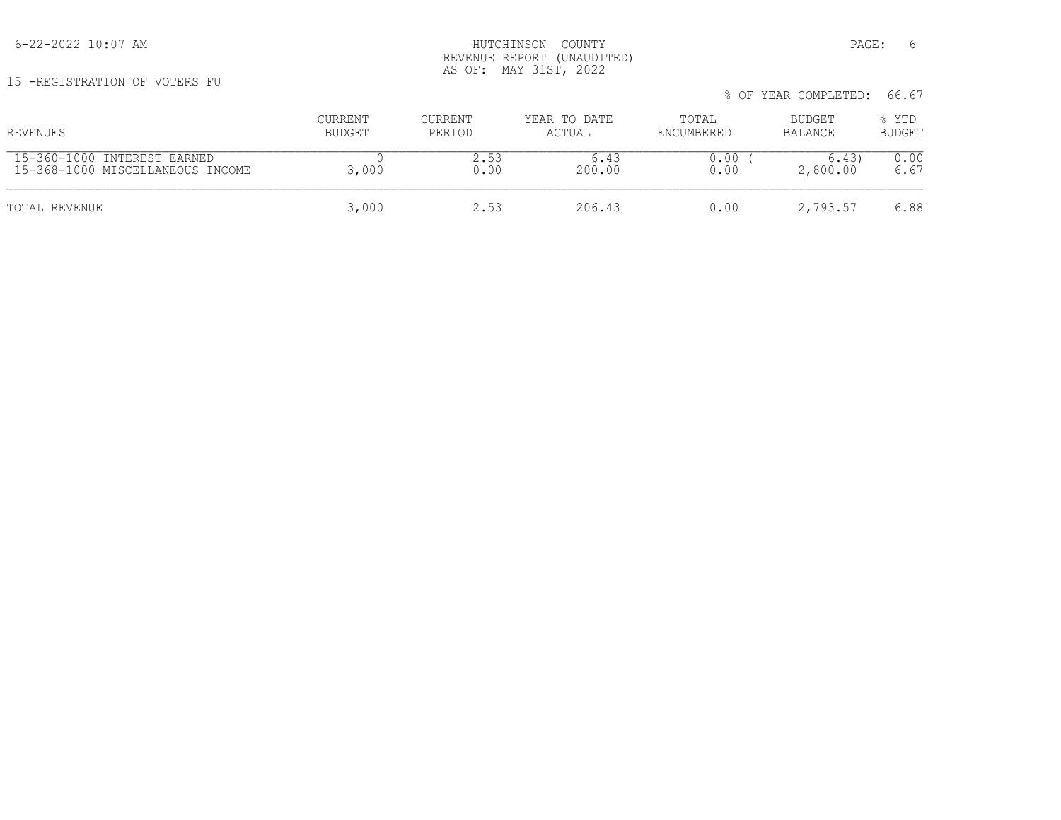HUTCHINSON COUNTY
REVENUE REPORT (UNAUDITED)
AS OF: MAY 31ST, 2022

15 -REGISTRATION OF VOTERS FU

% OF YEAR COMPLETED: 66.67

| REVENUES | CURRENT BUDGET | CURRENT PERIOD | YEAR TO DATE ACTUAL | TOTAL ENCUMBERED | BUDGET BALANCE | % YTD BUDGET |
|---|---|---|---|---|---|---|
| 15-360-1000 INTEREST EARNED | 0 | 2.53 | 6.43 | 0.00 | ( 6.43) | 0.00 |
| 15-368-1000 MISCELLANEOUS INCOME | 3,000 | 0.00 | 200.00 | 0.00 | 2,800.00 | 6.67 |
| TOTAL REVENUE | 3,000 | 2.53 | 206.43 | 0.00 | 2,793.57 | 6.88 |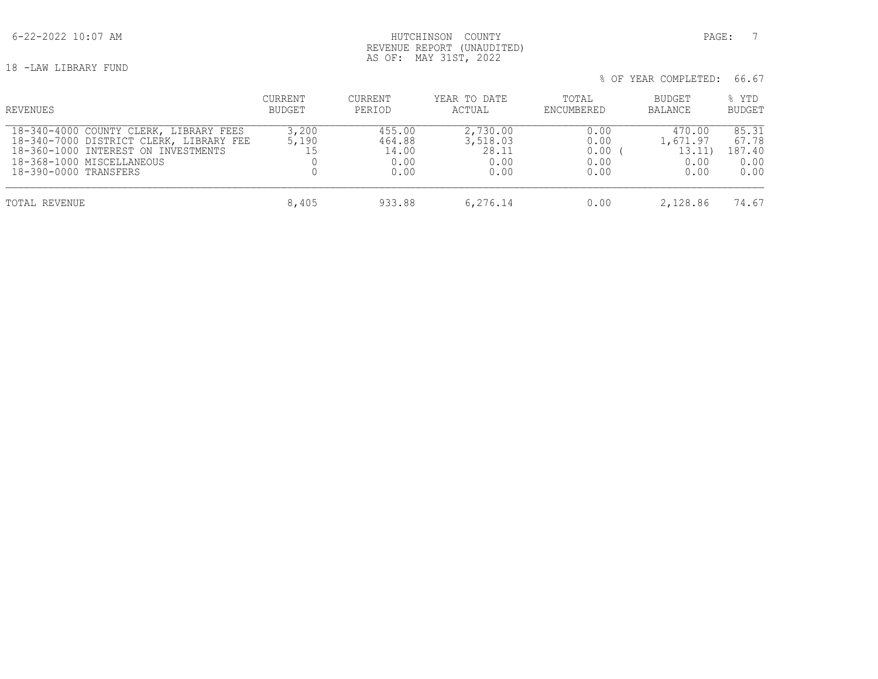HUTCHINSON COUNTY
REVENUE REPORT (UNAUDITED)
AS OF: MAY 31ST, 2022

18 -LAW LIBRARY FUND

% OF YEAR COMPLETED: 66.67

| REVENUES | CURRENT BUDGET | CURRENT PERIOD | YEAR TO DATE ACTUAL | TOTAL ENCUMBERED | BUDGET BALANCE | % YTD BUDGET |
|---|---|---|---|---|---|---|
| 18-340-4000 COUNTY CLERK, LIBRARY FEES | 3,200 | 455.00 | 2,730.00 | 0.00 | 470.00 | 85.31 |
| 18-340-7000 DISTRICT CLERK, LIBRARY FEE | 5,190 | 464.88 | 3,518.03 | 0.00 | 1,671.97 | 67.78 |
| 18-360-1000 INTEREST ON INVESTMENTS | 15 | 14.00 | 28.11 | 0.00 | ( 13.11) | 187.40 |
| 18-368-1000 MISCELLANEOUS | 0 | 0.00 | 0.00 | 0.00 | 0.00 | 0.00 |
| 18-390-0000 TRANSFERS | 0 | 0.00 | 0.00 | 0.00 | 0.00 | 0.00 |
| TOTAL REVENUE | 8,405 | 933.88 | 6,276.14 | 0.00 | 2,128.86 | 74.67 |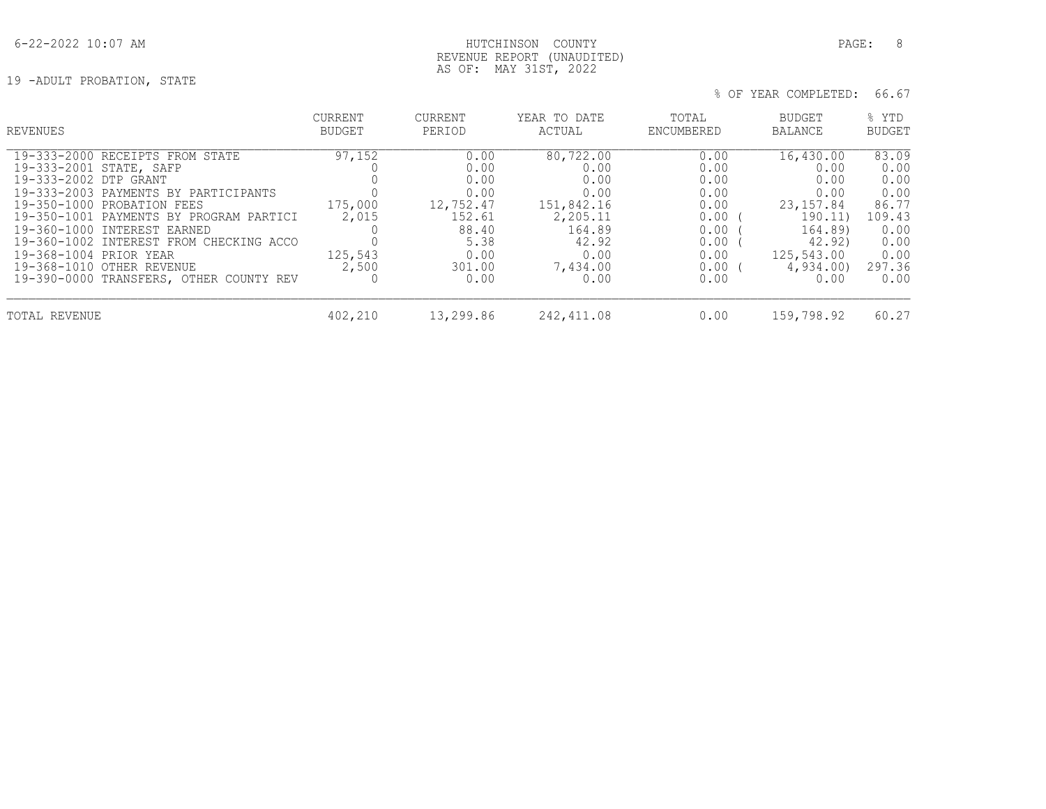HUTCHINSON COUNTY
REVENUE REPORT (UNAUDITED)
AS OF: MAY 31ST, 2022

19 -ADULT PROBATION, STATE

% OF YEAR COMPLETED: 66.67

| REVENUES | CURRENT BUDGET | CURRENT PERIOD | YEAR TO DATE ACTUAL | TOTAL ENCUMBERED | BUDGET BALANCE | % YTD BUDGET |
|---|---|---|---|---|---|---|
| 19-333-2000 RECEIPTS FROM STATE | 97,152 | 0.00 | 80,722.00 | 0.00 | 16,430.00 | 83.09 |
| 19-333-2001 STATE, SAFP | 0 | 0.00 | 0.00 | 0.00 | 0.00 | 0.00 |
| 19-333-2002 DTP GRANT | 0 | 0.00 | 0.00 | 0.00 | 0.00 | 0.00 |
| 19-333-2003 PAYMENTS BY PARTICIPANTS | 0 | 0.00 | 0.00 | 0.00 | 0.00 | 0.00 |
| 19-350-1000 PROBATION FEES | 175,000 | 12,752.47 | 151,842.16 | 0.00 | 23,157.84 | 86.77 |
| 19-350-1001 PAYMENTS BY PROGRAM PARTICI | 2,015 | 152.61 | 2,205.11 | 0.00 | ( 190.11) | 109.43 |
| 19-360-1000 INTEREST EARNED | 0 | 88.40 | 164.89 | 0.00 | ( 164.89) | 0.00 |
| 19-360-1002 INTEREST FROM CHECKING ACCO | 0 | 5.38 | 42.92 | 0.00 | ( 42.92) | 0.00 |
| 19-368-1004 PRIOR YEAR | 125,543 | 0.00 | 0.00 | 0.00 | 125,543.00 | 0.00 |
| 19-368-1010 OTHER REVENUE | 2,500 | 301.00 | 7,434.00 | 0.00 | ( 4,934.00) | 297.36 |
| 19-390-0000 TRANSFERS, OTHER COUNTY REV | 0 | 0.00 | 0.00 | 0.00 | 0.00 | 0.00 |
| TOTAL REVENUE | 402,210 | 13,299.86 | 242,411.08 | 0.00 | 159,798.92 | 60.27 |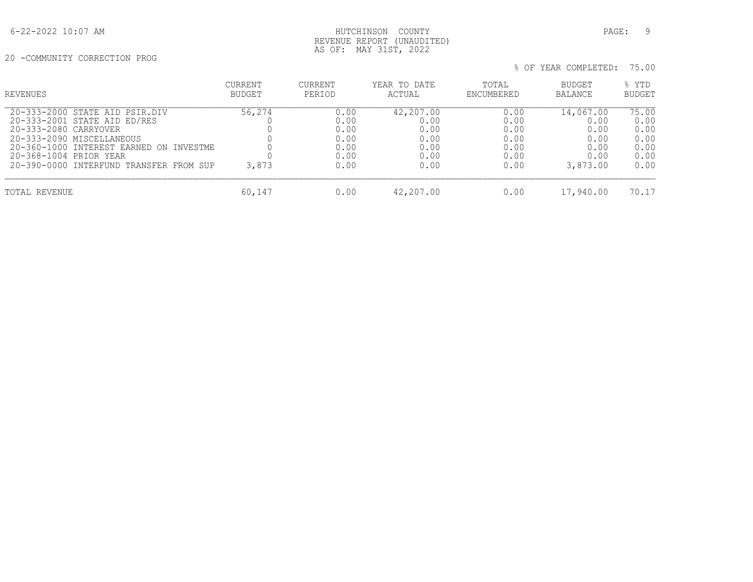HUTCHINSON COUNTY
REVENUE REPORT (UNAUDITED)
AS OF: MAY 31ST, 2022

20 -COMMUNITY CORRECTION PROG

% OF YEAR COMPLETED: 75.00

| REVENUES | CURRENT BUDGET | CURRENT PERIOD | YEAR TO DATE ACTUAL | TOTAL ENCUMBERED | BUDGET BALANCE | % YTD BUDGET |
|---|---|---|---|---|---|---|
| 20-333-2000 STATE AID PSIR.DIV | 56,274 | 0.00 | 42,207.00 | 0.00 | 14,067.00 | 75.00 |
| 20-333-2001 STATE AID ED/RES | 0 | 0.00 | 0.00 | 0.00 | 0.00 | 0.00 |
| 20-333-2080 CARRYOVER | 0 | 0.00 | 0.00 | 0.00 | 0.00 | 0.00 |
| 20-333-2090 MISCELLANEOUS | 0 | 0.00 | 0.00 | 0.00 | 0.00 | 0.00 |
| 20-360-1000 INTEREST EARNED ON INVESTME | 0 | 0.00 | 0.00 | 0.00 | 0.00 | 0.00 |
| 20-368-1004 PRIOR YEAR | 0 | 0.00 | 0.00 | 0.00 | 0.00 | 0.00 |
| 20-390-0000 INTERFUND TRANSFER FROM SUP | 3,873 | 0.00 | 0.00 | 0.00 | 3,873.00 | 0.00 |
| TOTAL REVENUE | 60,147 | 0.00 | 42,207.00 | 0.00 | 17,940.00 | 70.17 |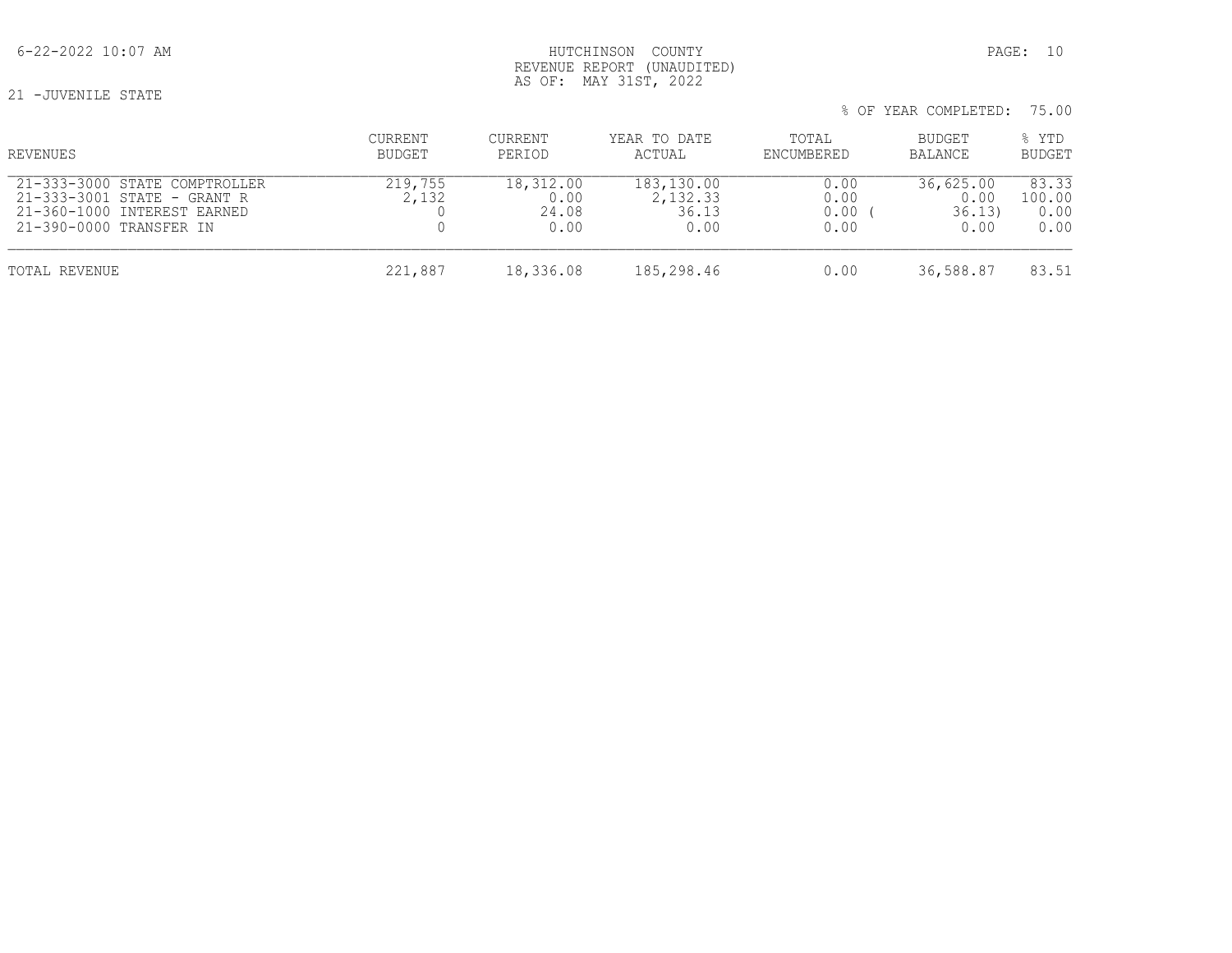HUTCHINSON COUNTY
REVENUE REPORT (UNAUDITED)
AS OF: MAY 31ST, 2022

21 -JUVENILE STATE

% OF YEAR COMPLETED: 75.00

| REVENUES | CURRENT BUDGET | CURRENT PERIOD | YEAR TO DATE ACTUAL | TOTAL ENCUMBERED | BUDGET BALANCE | % YTD BUDGET |
|---|---|---|---|---|---|---|
| 21-333-3000 STATE COMPTROLLER | 219,755 | 18,312.00 | 183,130.00 | 0.00 | 36,625.00 | 83.33 |
| 21-333-3001 STATE - GRANT R | 2,132 | 0.00 | 2,132.33 | 0.00 | 0.00 | 100.00 |
| 21-360-1000 INTEREST EARNED | 0 | 24.08 | 36.13 | 0.00 | ( 36.13) | 0.00 |
| 21-390-0000 TRANSFER IN | 0 | 0.00 | 0.00 | 0.00 | 0.00 | 0.00 |
| TOTAL REVENUE | 221,887 | 18,336.08 | 185,298.46 | 0.00 | 36,588.87 | 83.51 |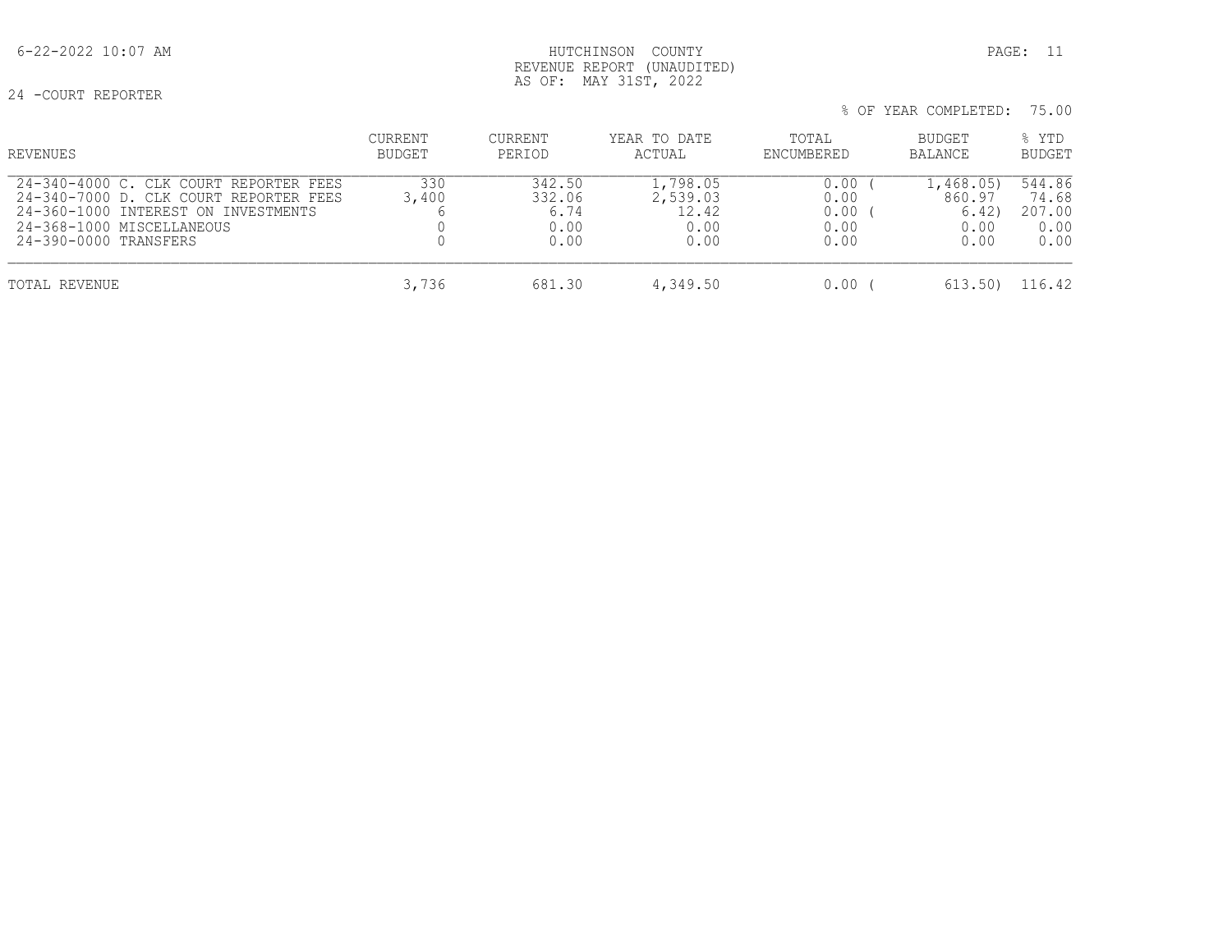HUTCHINSON COUNTY
REVENUE REPORT (UNAUDITED)
AS OF: MAY 31ST, 2022

6-22-2022 10:07 AM

24 -COURT REPORTER

% OF YEAR COMPLETED: 75.00

| REVENUES | CURRENT BUDGET | CURRENT PERIOD | YEAR TO DATE ACTUAL | TOTAL ENCUMBERED | BUDGET BALANCE | % YTD BUDGET |
|---|---|---|---|---|---|---|
| 24-340-4000 C. CLK COURT REPORTER FEES | 330 | 342.50 | 1,798.05 | 0.00 | ( 1,468.05) | 544.86 |
| 24-340-7000 D. CLK COURT REPORTER FEES | 3,400 | 332.06 | 2,539.03 | 0.00 | 860.97 | 74.68 |
| 24-360-1000 INTEREST ON INVESTMENTS | 6 | 6.74 | 12.42 | 0.00 | ( 6.42) | 207.00 |
| 24-368-1000 MISCELLANEOUS | 0 | 0.00 | 0.00 | 0.00 | 0.00 | 0.00 |
| 24-390-0000 TRANSFERS | 0 | 0.00 | 0.00 | 0.00 | 0.00 | 0.00 |
| TOTAL REVENUE | 3,736 | 681.30 | 4,349.50 | 0.00 | ( 613.50) | 116.42 |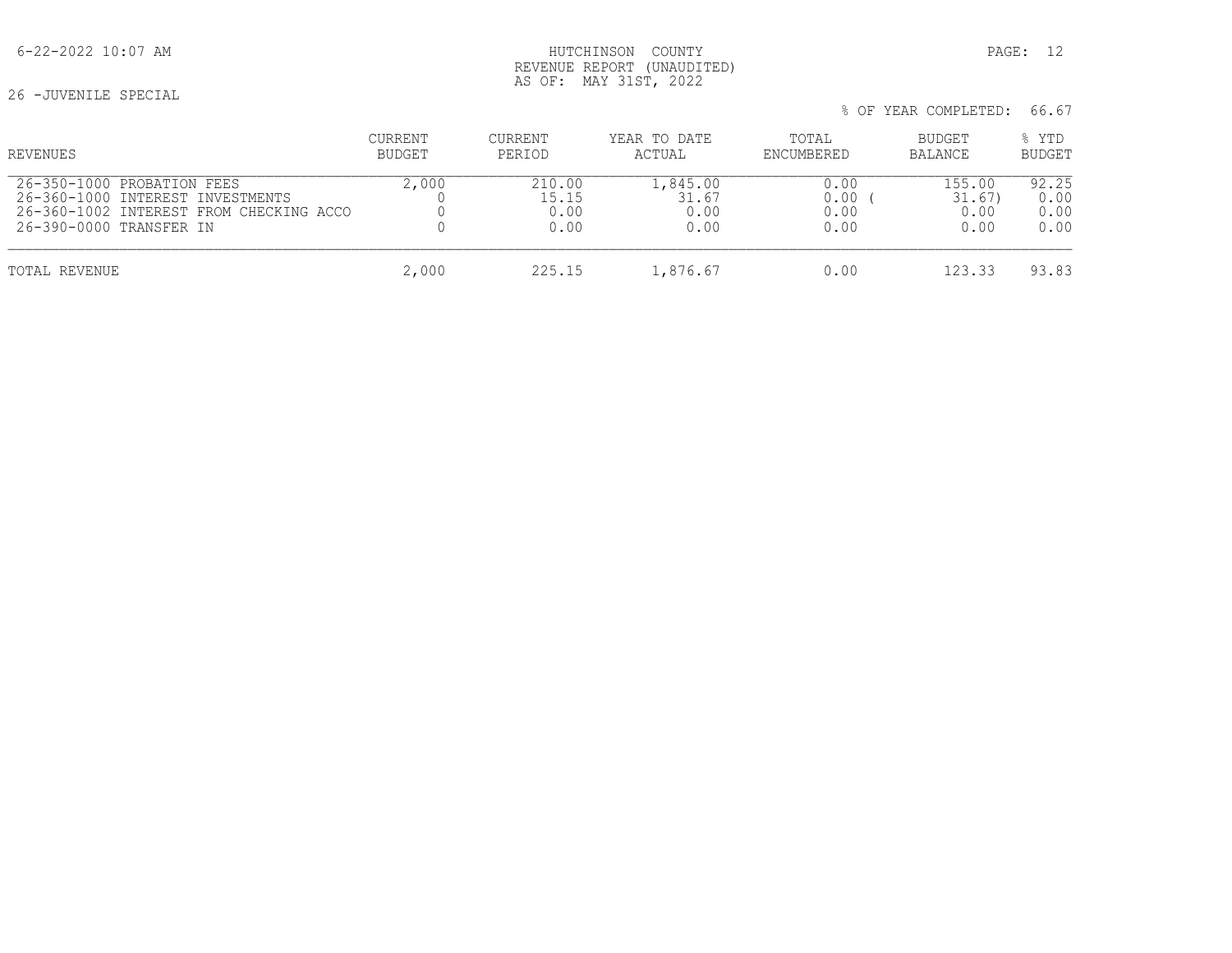# HUTCHINSON COUNTY
## REVENUE REPORT (UNAUDITED)
### AS OF: MAY 31ST, 2022

26 -JUVENILE SPECIAL

% OF YEAR COMPLETED: 66.67

| REVENUES | CURRENT BUDGET | CURRENT PERIOD | YEAR TO DATE ACTUAL | TOTAL ENCUMBERED | BUDGET BALANCE | % YTD BUDGET |
|---|---|---|---|---|---|---|
| 26-350-1000 PROBATION FEES | 2,000 | 210.00 | 1,845.00 | 0.00 | 155.00 | 92.25 |
| 26-360-1000 INTEREST INVESTMENTS | 0 | 15.15 | 31.67 | 0.00 | ( 31.67) | 0.00 |
| 26-360-1002 INTEREST FROM CHECKING ACCO | 0 | 0.00 | 0.00 | 0.00 | 0.00 | 0.00 |
| 26-390-0000 TRANSFER IN | 0 | 0.00 | 0.00 | 0.00 | 0.00 | 0.00 |
| TOTAL REVENUE | 2,000 | 225.15 | 1,876.67 | 0.00 | 123.33 | 93.83 |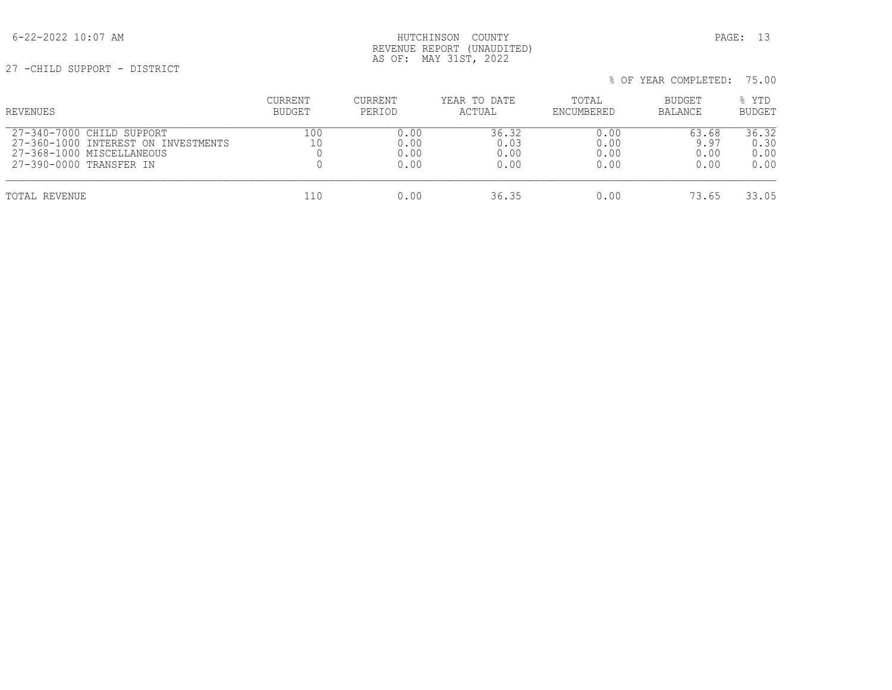HUTCHINSON COUNTY
REVENUE REPORT (UNAUDITED)
AS OF: MAY 31ST, 2022

27 -CHILD SUPPORT - DISTRICT

% OF YEAR COMPLETED: 75.00

| REVENUES | CURRENT BUDGET | CURRENT PERIOD | YEAR TO DATE ACTUAL | TOTAL ENCUMBERED | BUDGET BALANCE | % YTD BUDGET |
|---|---|---|---|---|---|---|
| 27-340-7000 CHILD SUPPORT | 100 | 0.00 | 36.32 | 0.00 | 63.68 | 36.32 |
| 27-360-1000 INTEREST ON INVESTMENTS | 10 | 0.00 | 0.03 | 0.00 | 9.97 | 0.30 |
| 27-368-1000 MISCELLANEOUS | 0 | 0.00 | 0.00 | 0.00 | 0.00 | 0.00 |
| 27-390-0000 TRANSFER IN | 0 | 0.00 | 0.00 | 0.00 | 0.00 | 0.00 |
| TOTAL REVENUE | 110 | 0.00 | 36.35 | 0.00 | 73.65 | 33.05 |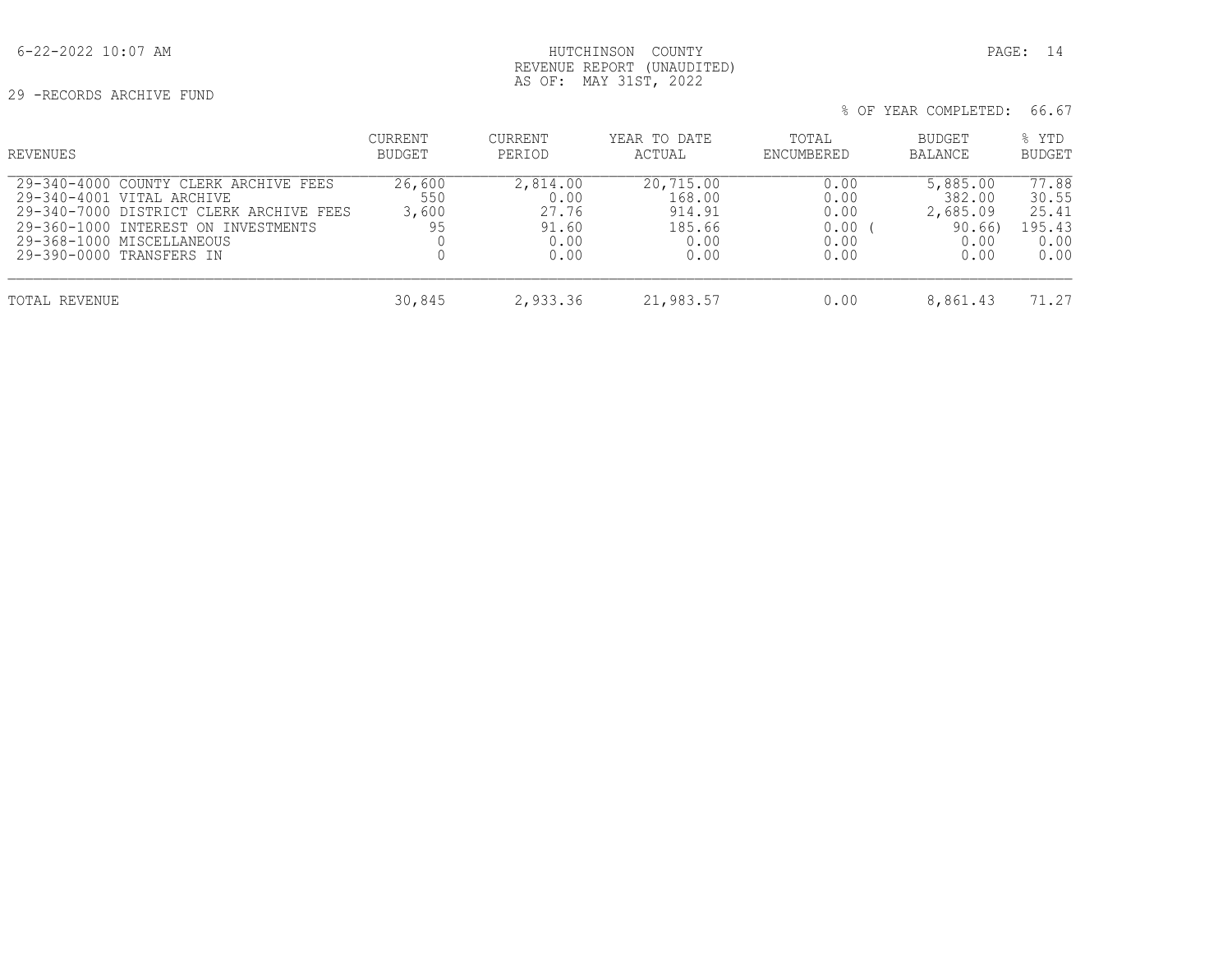HUTCHINSON COUNTY
REVENUE REPORT (UNAUDITED)
AS OF: MAY 31ST, 2022

29 -RECORDS ARCHIVE FUND

% OF YEAR COMPLETED: 66.67

| REVENUES | CURRENT BUDGET | CURRENT PERIOD | YEAR TO DATE ACTUAL | TOTAL ENCUMBERED | BUDGET BALANCE | % YTD BUDGET |
|---|---|---|---|---|---|---|
| 29-340-4000 COUNTY CLERK ARCHIVE FEES | 26,600 | 2,814.00 | 20,715.00 | 0.00 | 5,885.00 | 77.88 |
| 29-340-4001 VITAL ARCHIVE | 550 | 0.00 | 168.00 | 0.00 | 382.00 | 30.55 |
| 29-340-7000 DISTRICT CLERK ARCHIVE FEES | 3,600 | 27.76 | 914.91 | 0.00 | 2,685.09 | 25.41 |
| 29-360-1000 INTEREST ON INVESTMENTS | 95 | 91.60 | 185.66 | 0.00 | ( 90.66) | 195.43 |
| 29-368-1000 MISCELLANEOUS | 0 | 0.00 | 0.00 | 0.00 | 0.00 | 0.00 |
| 29-390-0000 TRANSFERS IN | 0 | 0.00 | 0.00 | 0.00 | 0.00 | 0.00 |
| TOTAL REVENUE | 30,845 | 2,933.36 | 21,983.57 | 0.00 | 8,861.43 | 71.27 |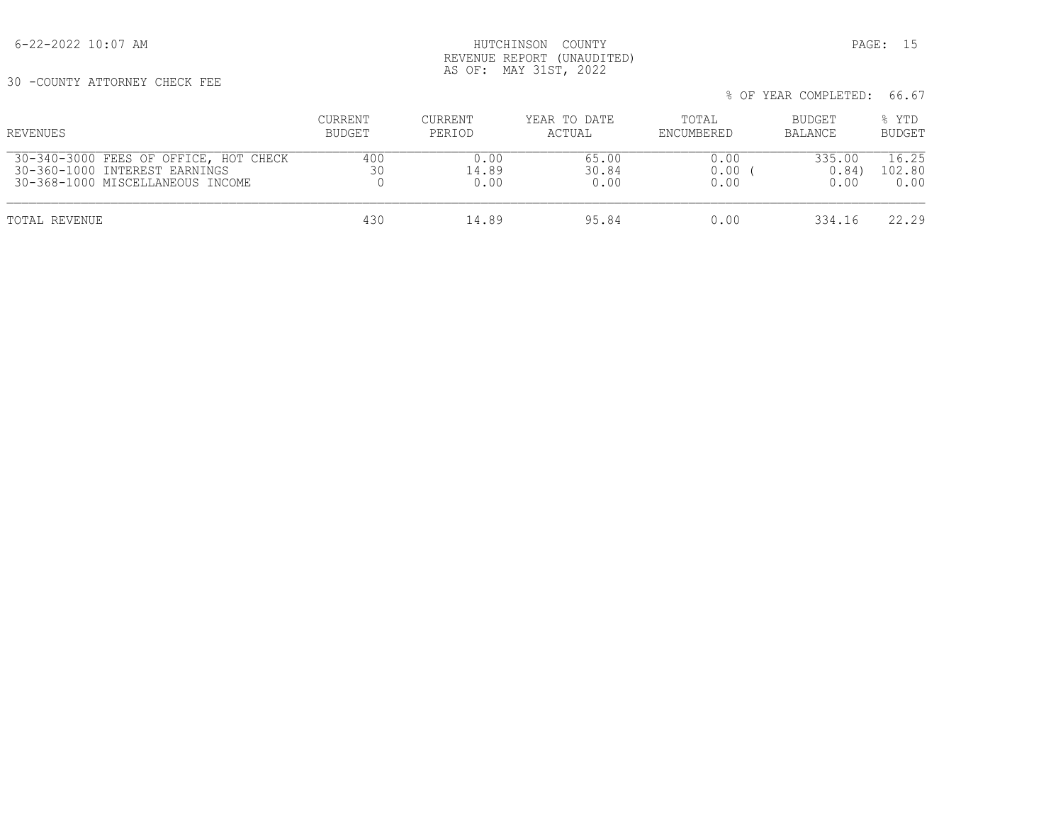HUTCHINSON COUNTY
REVENUE REPORT (UNAUDITED)
AS OF: MAY 31ST, 2022

30 -COUNTY ATTORNEY CHECK FEE

% OF YEAR COMPLETED: 66.67

| REVENUES | CURRENT BUDGET | CURRENT PERIOD | YEAR TO DATE ACTUAL | TOTAL ENCUMBERED | BUDGET BALANCE | % YTD BUDGET |
|---|---|---|---|---|---|---|
| 30-340-3000 FEES OF OFFICE, HOT CHECK | 400 | 0.00 | 65.00 | 0.00 | 335.00 | 16.25 |
| 30-360-1000 INTEREST EARNINGS | 30 | 14.89 | 30.84 | 0.00 | ( 0.84) | 102.80 |
| 30-368-1000 MISCELLANEOUS INCOME | 0 | 0.00 | 0.00 | 0.00 | 0.00 | 0.00 |
| TOTAL REVENUE | 430 | 14.89 | 95.84 | 0.00 | 334.16 | 22.29 |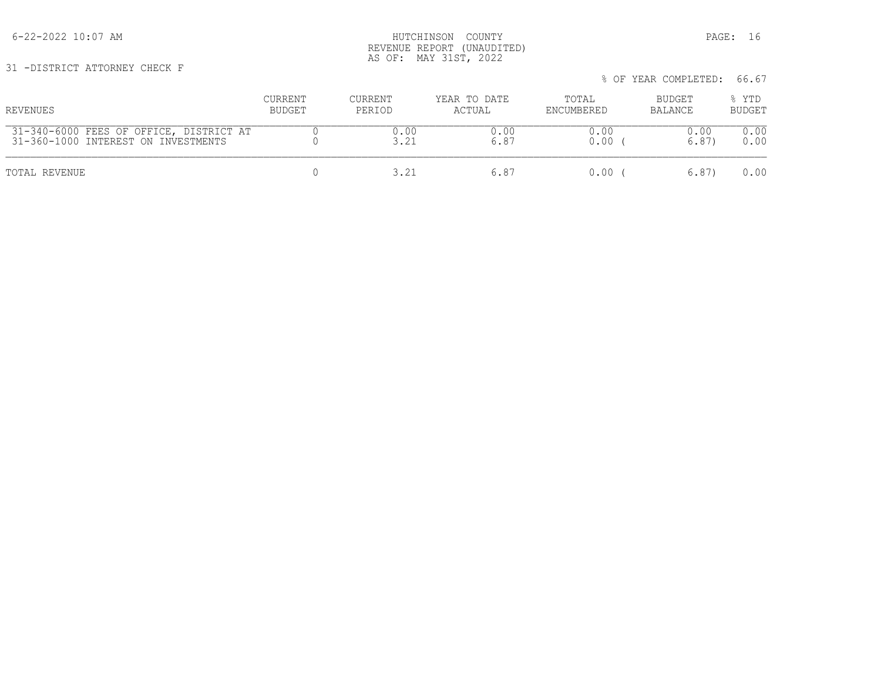HUTCHINSON COUNTY
REVENUE REPORT (UNAUDITED)
AS OF: MAY 31ST, 2022

6-22-2022 10:07 AM

31 -DISTRICT ATTORNEY CHECK F

% OF YEAR COMPLETED: 66.67

| REVENUES | CURRENT BUDGET | CURRENT PERIOD | YEAR TO DATE ACTUAL | TOTAL ENCUMBERED | BUDGET BALANCE | % YTD BUDGET |
|---|---|---|---|---|---|---|
| 31-340-6000 FEES OF OFFICE, DISTRICT AT | 0 | 0.00 | 0.00 | 0.00 | 0.00 | 0.00 |
| 31-360-1000 INTEREST ON INVESTMENTS | 0 | 3.21 | 6.87 | 0.00 | ( 6.87) | 0.00 |
| TOTAL REVENUE | 0 | 3.21 | 6.87 | 0.00 | ( 6.87) | 0.00 |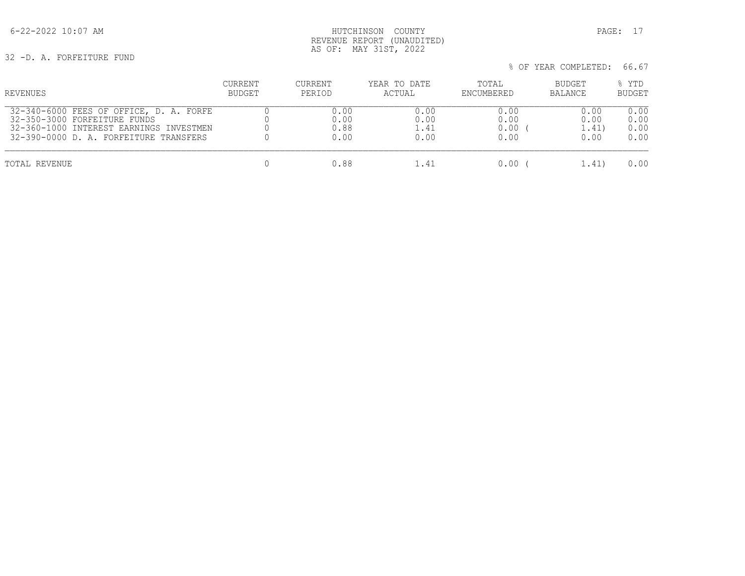HUTCHINSON COUNTY
REVENUE REPORT (UNAUDITED)
AS OF: MAY 31ST, 2022

32 -D. A. FORFEITURE FUND

% OF YEAR COMPLETED: 66.67

| REVENUES | CURRENT BUDGET | CURRENT PERIOD | YEAR TO DATE ACTUAL | TOTAL ENCUMBERED | BUDGET BALANCE | % YTD BUDGET |
|---|---|---|---|---|---|---|
| 32-340-6000 FEES OF OFFICE, D. A. FORFE | 0 | 0.00 | 0.00 | 0.00 | 0.00 | 0.00 |
| 32-350-3000 FORFEITURE FUNDS | 0 | 0.00 | 0.00 | 0.00 | 0.00 | 0.00 |
| 32-360-1000 INTEREST EARNINGS INVESTMEN | 0 | 0.88 | 1.41 | 0.00 | ( 1.41) | 0.00 |
| 32-390-0000 D. A. FORFEITURE TRANSFERS | 0 | 0.00 | 0.00 | 0.00 | 0.00 | 0.00 |
| TOTAL REVENUE | 0 | 0.88 | 1.41 | 0.00 | ( 1.41) | 0.00 |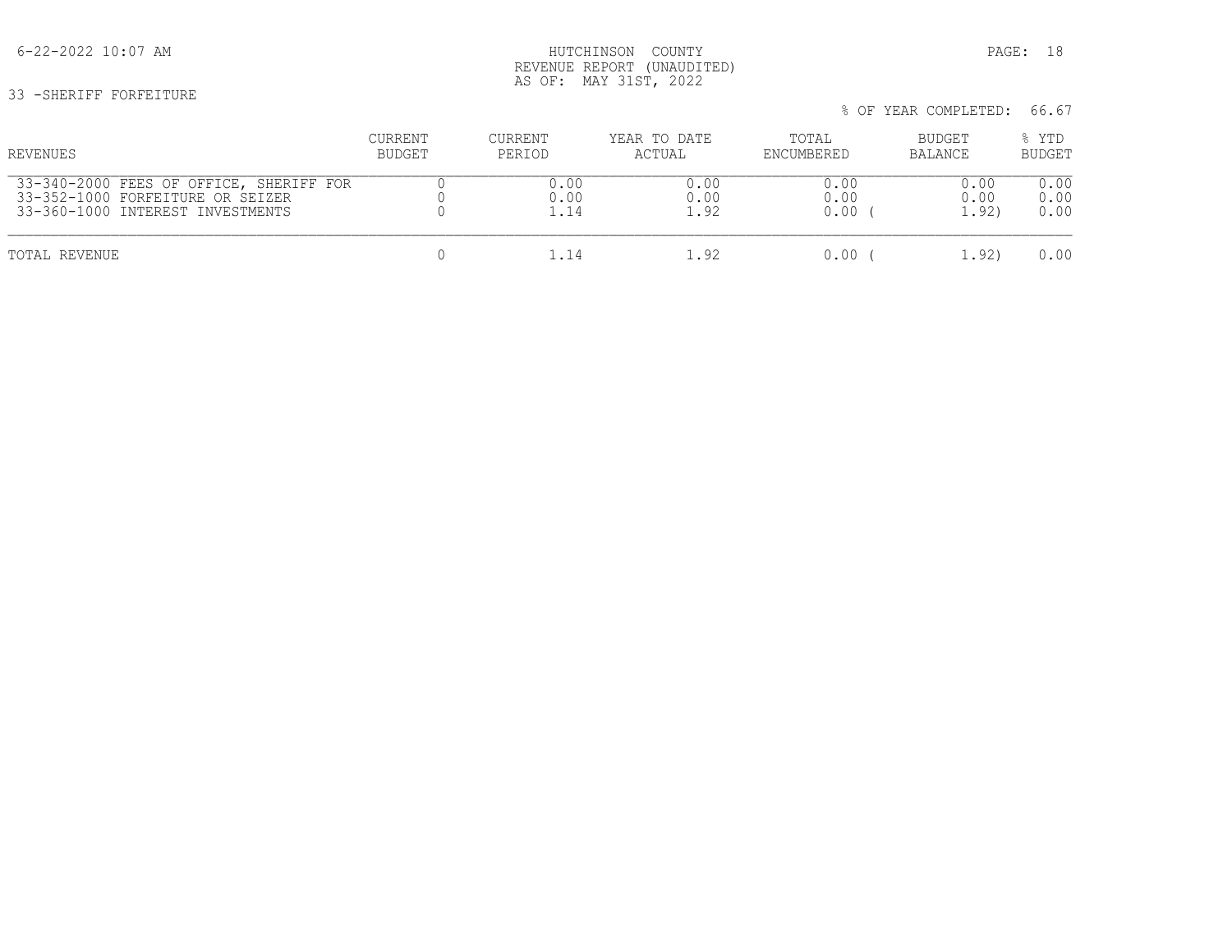HUTCHINSON COUNTY
REVENUE REPORT (UNAUDITED)
AS OF: MAY 31ST, 2022

33 -SHERIFF FORFEITURE

% OF YEAR COMPLETED: 66.67

| REVENUES | CURRENT BUDGET | CURRENT PERIOD | YEAR TO DATE ACTUAL | TOTAL ENCUMBERED | BUDGET BALANCE | % YTD BUDGET |
|---|---|---|---|---|---|---|
| 33-340-2000 FEES OF OFFICE, SHERIFF FOR | 0 | 0.00 | 0.00 | 0.00 | 0.00 | 0.00 |
| 33-352-1000 FORFEITURE OR SEIZER | 0 | 0.00 | 0.00 | 0.00 | 0.00 | 0.00 |
| 33-360-1000 INTEREST INVESTMENTS | 0 | 1.14 | 1.92 | 0.00 | ( 1.92) | 0.00 |
| TOTAL REVENUE | 0 | 1.14 | 1.92 | 0.00 | ( 1.92) | 0.00 |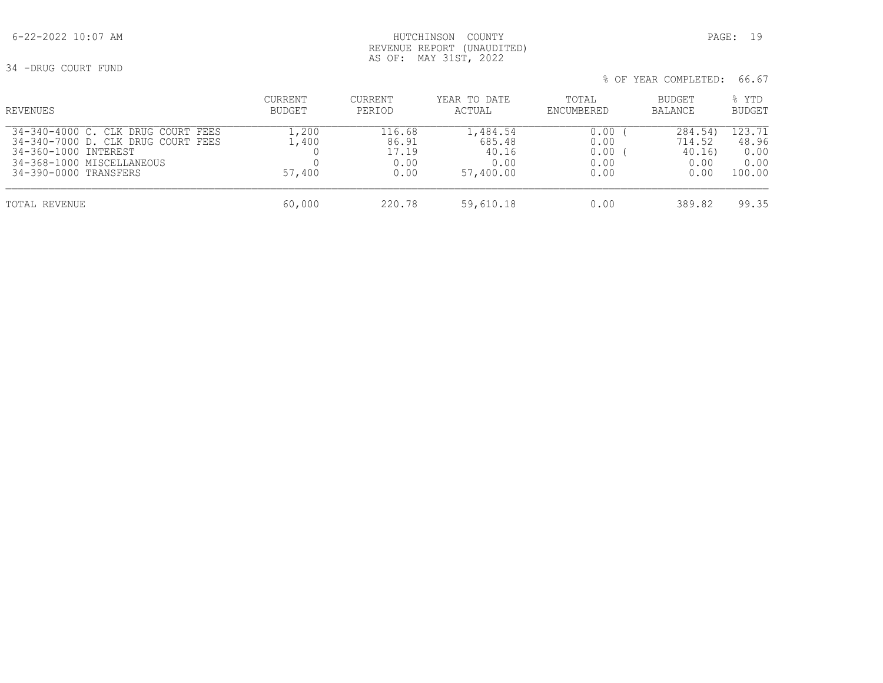HUTCHINSON COUNTY
REVENUE REPORT (UNAUDITED)
AS OF: MAY 31ST, 2022

34 -DRUG COURT FUND

% OF YEAR COMPLETED: 66.67

| REVENUES | CURRENT BUDGET | CURRENT PERIOD | YEAR TO DATE ACTUAL | TOTAL ENCUMBERED | BUDGET BALANCE | % YTD BUDGET |
|---|---|---|---|---|---|---|
| 34-340-4000 C. CLK DRUG COURT FEES | 1,200 | 116.68 | 1,484.54 | 0.00 | ( 284.54) | 123.71 |
| 34-340-7000 D. CLK DRUG COURT FEES | 1,400 | 86.91 | 685.48 | 0.00 | 714.52 | 48.96 |
| 34-360-1000 INTEREST | 0 | 17.19 | 40.16 | 0.00 | ( 40.16) | 0.00 |
| 34-368-1000 MISCELLANEOUS | 0 | 0.00 | 0.00 | 0.00 | 0.00 | 0.00 |
| 34-390-0000 TRANSFERS | 57,400 | 0.00 | 57,400.00 | 0.00 | 0.00 | 100.00 |
| TOTAL REVENUE | 60,000 | 220.78 | 59,610.18 | 0.00 | 389.82 | 99.35 |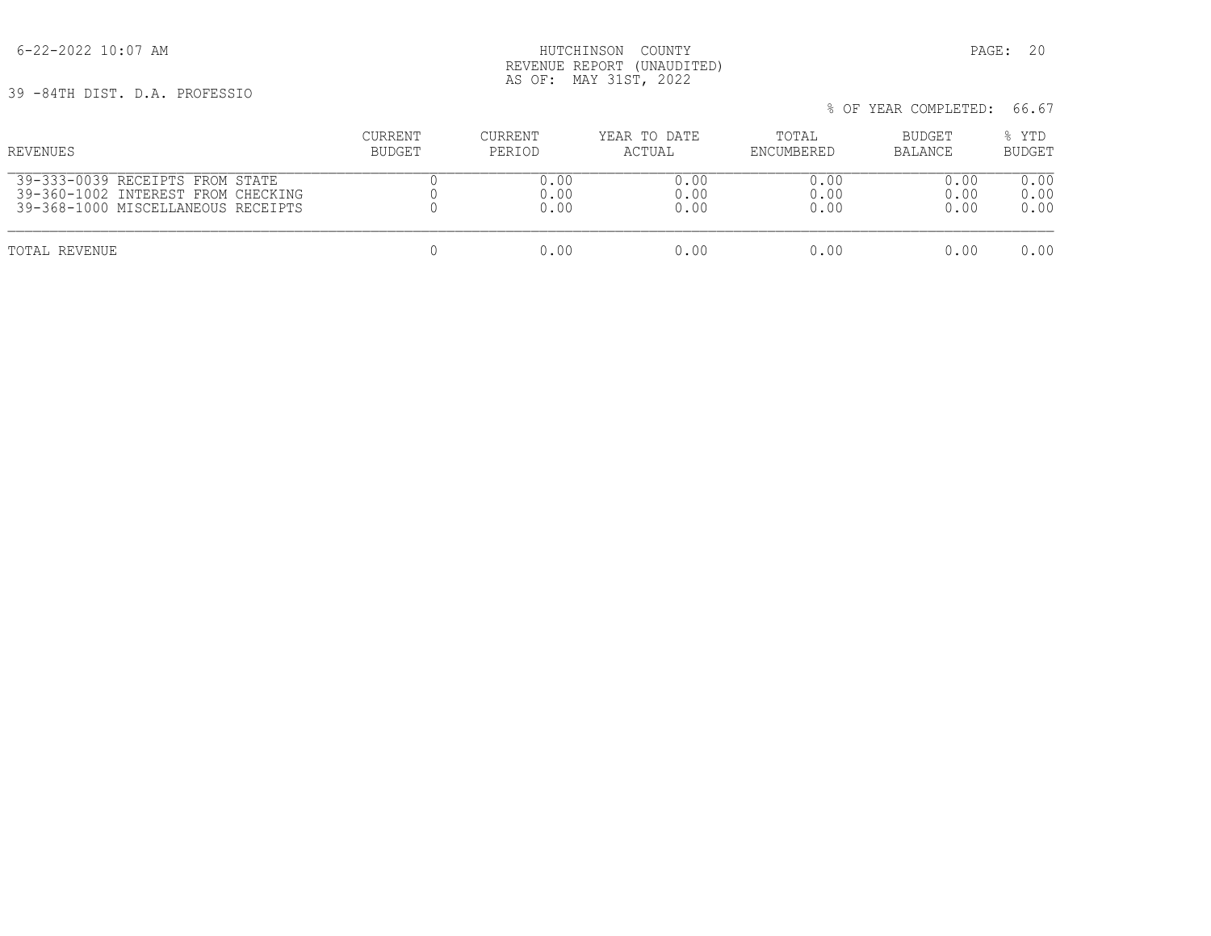HUTCHINSON COUNTY
REVENUE REPORT (UNAUDITED)
AS OF: MAY 31ST, 2022

39 -84TH DIST. D.A. PROFESSIO

% OF YEAR COMPLETED: 66.67

| REVENUES | CURRENT BUDGET | CURRENT PERIOD | YEAR TO DATE ACTUAL | TOTAL ENCUMBERED | BUDGET BALANCE | % YTD BUDGET |
|---|---|---|---|---|---|---|
| 39-333-0039 RECEIPTS FROM STATE | 0 | 0.00 | 0.00 | 0.00 | 0.00 | 0.00 |
| 39-360-1002 INTEREST FROM CHECKING | 0 | 0.00 | 0.00 | 0.00 | 0.00 | 0.00 |
| 39-368-1000 MISCELLANEOUS RECEIPTS | 0 | 0.00 | 0.00 | 0.00 | 0.00 | 0.00 |
| TOTAL REVENUE | 0 | 0.00 | 0.00 | 0.00 | 0.00 | 0.00 |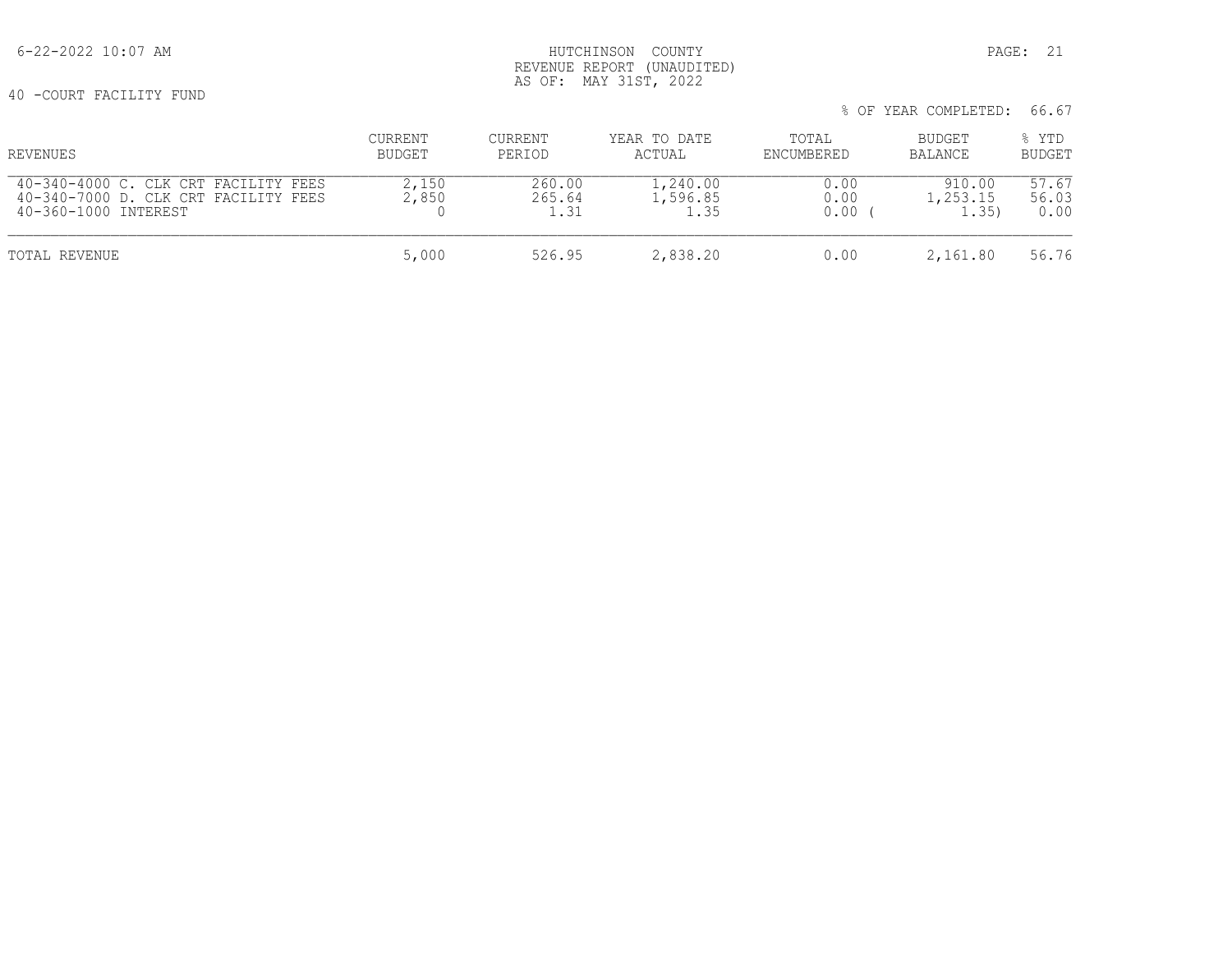6-22-2022 10:07 AM

HUTCHINSON COUNTY
REVENUE REPORT (UNAUDITED)
AS OF: MAY 31ST, 2022

40 -COURT FACILITY FUND

% OF YEAR COMPLETED: 66.67

| REVENUES | CURRENT BUDGET | CURRENT PERIOD | YEAR TO DATE ACTUAL | TOTAL ENCUMBERED | BUDGET BALANCE | % YTD BUDGET |
|---|---|---|---|---|---|---|
| 40-340-4000 C. CLK CRT FACILITY FEES | 2,150 | 260.00 | 1,240.00 | 0.00 | 910.00 | 57.67 |
| 40-340-7000 D. CLK CRT FACILITY FEES | 2,850 | 265.64 | 1,596.85 | 0.00 | 1,253.15 | 56.03 |
| 40-360-1000 INTEREST | 0 | 1.31 | 1.35 | 0.00 | ( 1.35) | 0.00 |
| TOTAL REVENUE | 5,000 | 526.95 | 2,838.20 | 0.00 | 2,161.80 | 56.76 |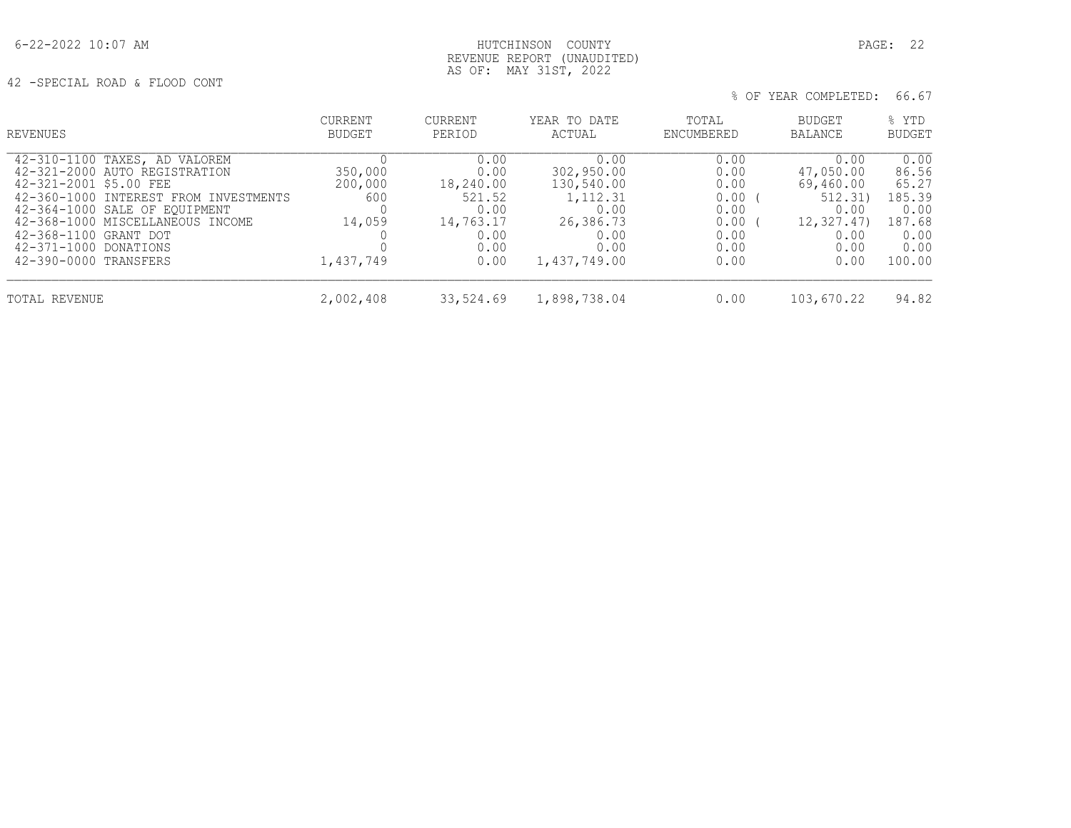HUTCHINSON COUNTY
REVENUE REPORT (UNAUDITED)
AS OF: MAY 31ST, 2022

42 -SPECIAL ROAD & FLOOD CONT

% OF YEAR COMPLETED: 66.67

| REVENUES | CURRENT BUDGET | CURRENT PERIOD | YEAR TO DATE ACTUAL | TOTAL ENCUMBERED | BUDGET BALANCE | % YTD BUDGET |
|---|---|---|---|---|---|---|
| 42-310-1100 TAXES, AD VALOREM | 0 | 0.00 | 0.00 | 0.00 | 0.00 | 0.00 |
| 42-321-2000 AUTO REGISTRATION | 350,000 | 0.00 | 302,950.00 | 0.00 | 47,050.00 | 86.56 |
| 42-321-2001 $5.00 FEE | 200,000 | 18,240.00 | 130,540.00 | 0.00 | 69,460.00 | 65.27 |
| 42-360-1000 INTEREST FROM INVESTMENTS | 600 | 521.52 | 1,112.31 | 0.00 | ( 512.31) | 185.39 |
| 42-364-1000 SALE OF EQUIPMENT | 0 | 0.00 | 0.00 | 0.00 | 0.00 | 0.00 |
| 42-368-1000 MISCELLANEOUS INCOME | 14,059 | 14,763.17 | 26,386.73 | 0.00 | ( 12,327.47) | 187.68 |
| 42-368-1100 GRANT DOT | 0 | 0.00 | 0.00 | 0.00 | 0.00 | 0.00 |
| 42-371-1000 DONATIONS | 0 | 0.00 | 0.00 | 0.00 | 0.00 | 0.00 |
| 42-390-0000 TRANSFERS | 1,437,749 | 0.00 | 1,437,749.00 | 0.00 | 0.00 | 100.00 |
| TOTAL REVENUE | 2,002,408 | 33,524.69 | 1,898,738.04 | 0.00 | 103,670.22 | 94.82 |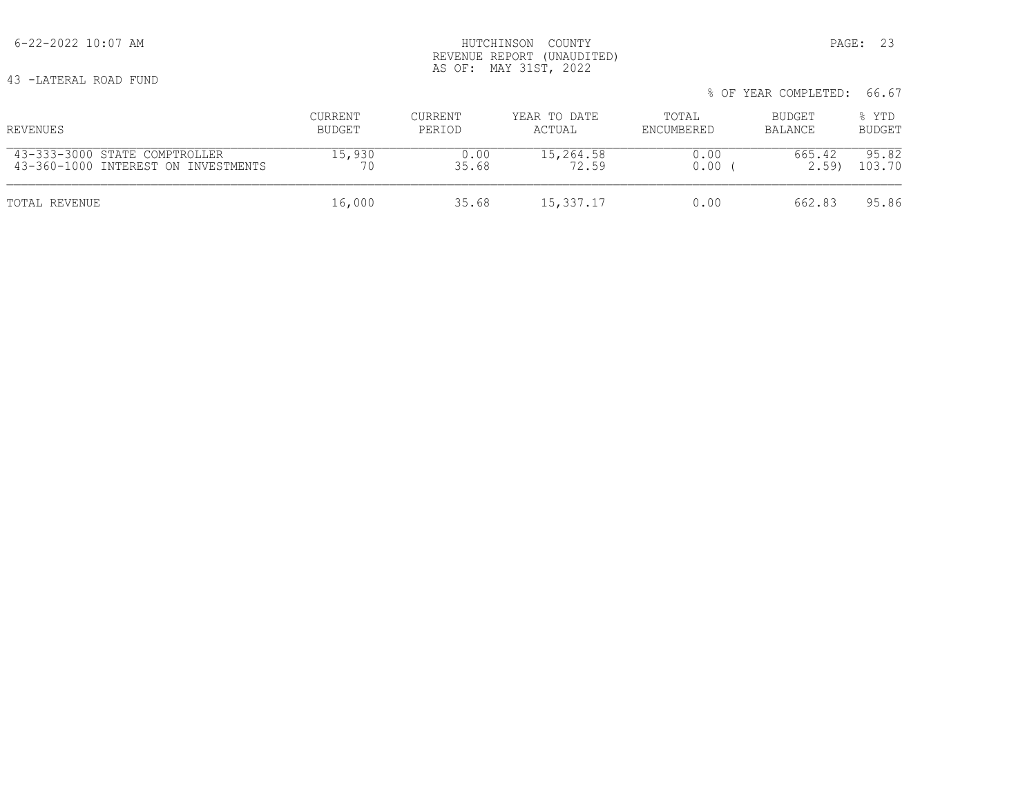HUTCHINSON COUNTY
REVENUE REPORT (UNAUDITED)
AS OF: MAY 31ST, 2022

6-22-2022 10:07 AM

43 -LATERAL ROAD FUND

% OF YEAR COMPLETED: 66.67

| REVENUES | CURRENT BUDGET | CURRENT PERIOD | YEAR TO DATE ACTUAL | TOTAL ENCUMBERED | BUDGET BALANCE | % YTD BUDGET |
|---|---|---|---|---|---|---|
| 43-333-3000 STATE COMPTROLLER | 15,930 | 0.00 | 15,264.58 | 0.00 | 665.42 | 95.82 |
| 43-360-1000 INTEREST ON INVESTMENTS | 70 | 35.68 | 72.59 | 0.00 | ( 2.59) | 103.70 |
| TOTAL REVENUE | 16,000 | 35.68 | 15,337.17 | 0.00 | 662.83 | 95.86 |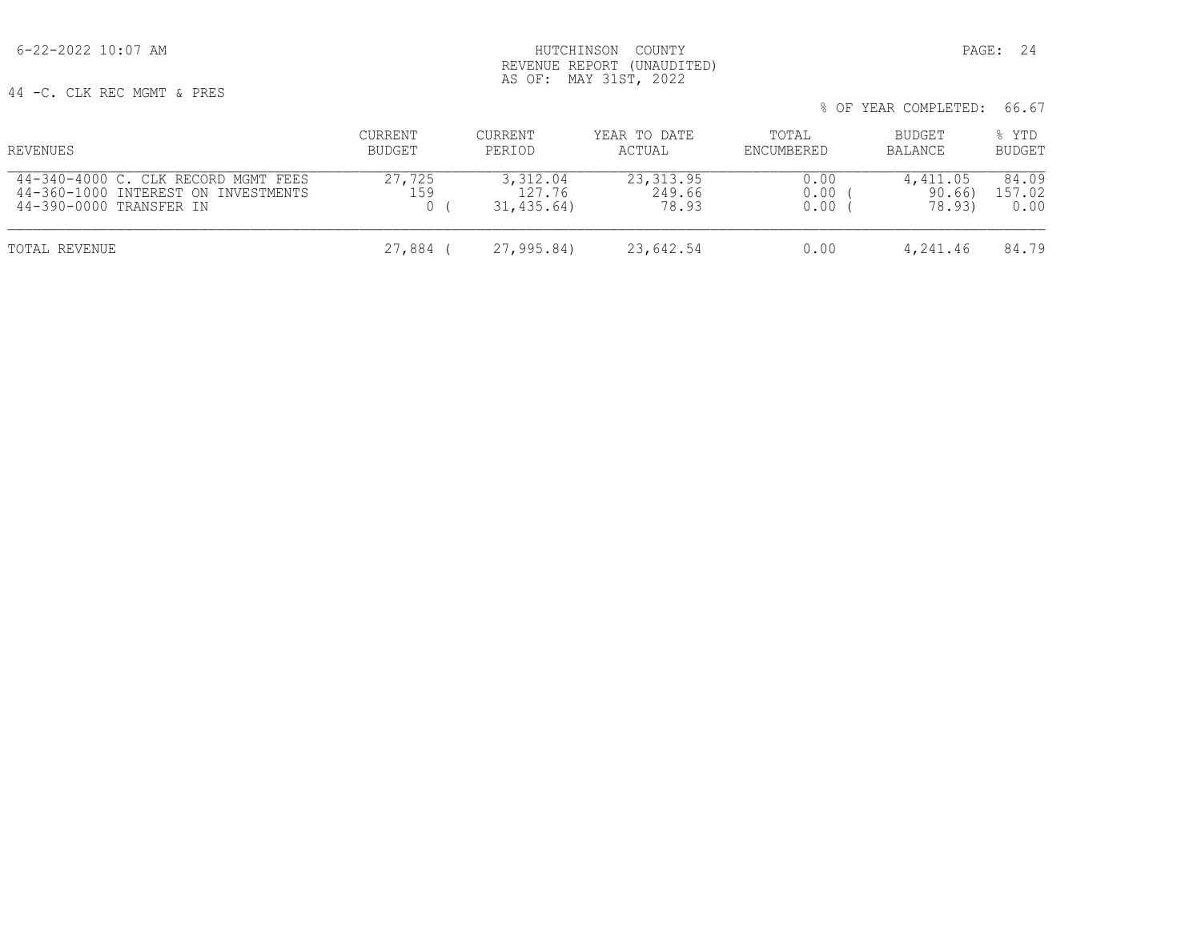HUTCHINSON COUNTY
REVENUE REPORT (UNAUDITED)
AS OF: MAY 31ST, 2022

44 -C. CLK REC MGMT & PRES

% OF YEAR COMPLETED: 66.67

| REVENUES | CURRENT BUDGET | CURRENT PERIOD | YEAR TO DATE ACTUAL | TOTAL ENCUMBERED | BUDGET BALANCE | % YTD BUDGET |
|---|---|---|---|---|---|---|
| 44-340-4000 C. CLK RECORD MGMT FEES | 27,725 | 3,312.04 | 23,313.95 | 0.00 | 4,411.05 | 84.09 |
| 44-360-1000 INTEREST ON INVESTMENTS | 159 | 127.76 | 249.66 | 0.00 | ( 90.66) | 157.02 |
| 44-390-0000 TRANSFER IN | 0 | ( 31,435.64) | 78.93 | 0.00 | ( 78.93) | 0.00 |
| TOTAL REVENUE | 27,884 | ( 27,995.84) | 23,642.54 | 0.00 | 4,241.46 | 84.79 |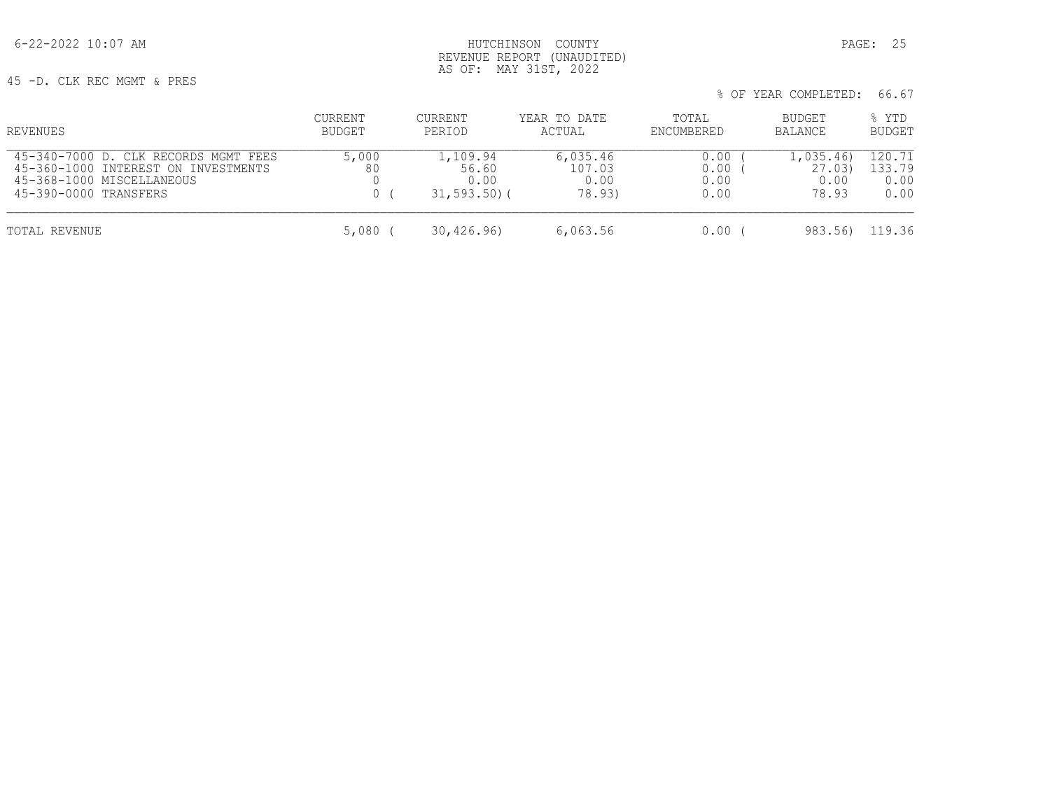HUTCHINSON COUNTY
REVENUE REPORT (UNAUDITED)
AS OF: MAY 31ST, 2022

45 -D. CLK REC MGMT & PRES

% OF YEAR COMPLETED: 66.67

| REVENUES | CURRENT BUDGET | CURRENT PERIOD | YEAR TO DATE ACTUAL | TOTAL ENCUMBERED | BUDGET BALANCE | % YTD BUDGET |
|---|---|---|---|---|---|---|
| 45-340-7000 D. CLK RECORDS MGMT FEES | 5,000 | 1,109.94 | 6,035.46 | 0.00 | ( 1,035.46) | 120.71 |
| 45-360-1000 INTEREST ON INVESTMENTS | 80 | 56.60 | 107.03 | 0.00 | ( 27.03) | 133.79 |
| 45-368-1000 MISCELLANEOUS | 0 | 0.00 | 0.00 | 0.00 | 0.00 | 0.00 |
| 45-390-0000 TRANSFERS | 0 | ( 31,593.50) | ( 78.93) | 0.00 | 78.93 | 0.00 |
| TOTAL REVENUE | 5,080 | ( 30,426.96) | 6,063.56 | 0.00 | ( 983.56) | 119.36 |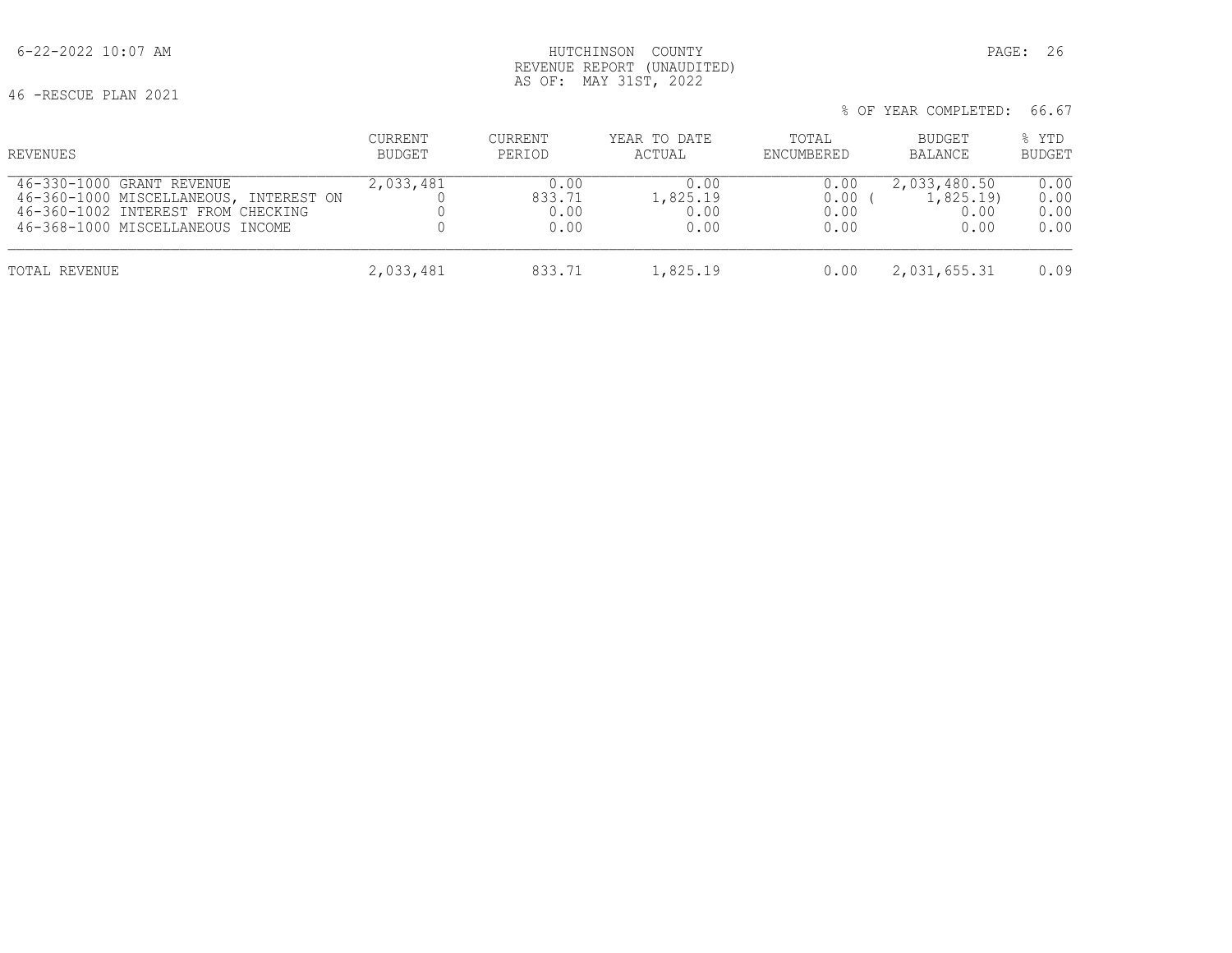HUTCHINSON COUNTY
REVENUE REPORT (UNAUDITED)
AS OF: MAY 31ST, 2022

46 -RESCUE PLAN 2021

% OF YEAR COMPLETED: 66.67

| REVENUES | CURRENT BUDGET | CURRENT PERIOD | YEAR TO DATE ACTUAL | TOTAL ENCUMBERED | BUDGET BALANCE | % YTD BUDGET |
|---|---|---|---|---|---|---|
| 46-330-1000 GRANT REVENUE | 2,033,481 | 0.00 | 0.00 | 0.00 | 2,033,480.50 | 0.00 |
| 46-360-1000 MISCELLANEOUS, INTEREST ON | 0 | 833.71 | 1,825.19 | 0.00 | ( 1,825.19) | 0.00 |
| 46-360-1002 INTEREST FROM CHECKING | 0 | 0.00 | 0.00 | 0.00 | 0.00 | 0.00 |
| 46-368-1000 MISCELLANEOUS INCOME | 0 | 0.00 | 0.00 | 0.00 | 0.00 | 0.00 |
| TOTAL REVENUE | 2,033,481 | 833.71 | 1,825.19 | 0.00 | 2,031,655.31 | 0.09 |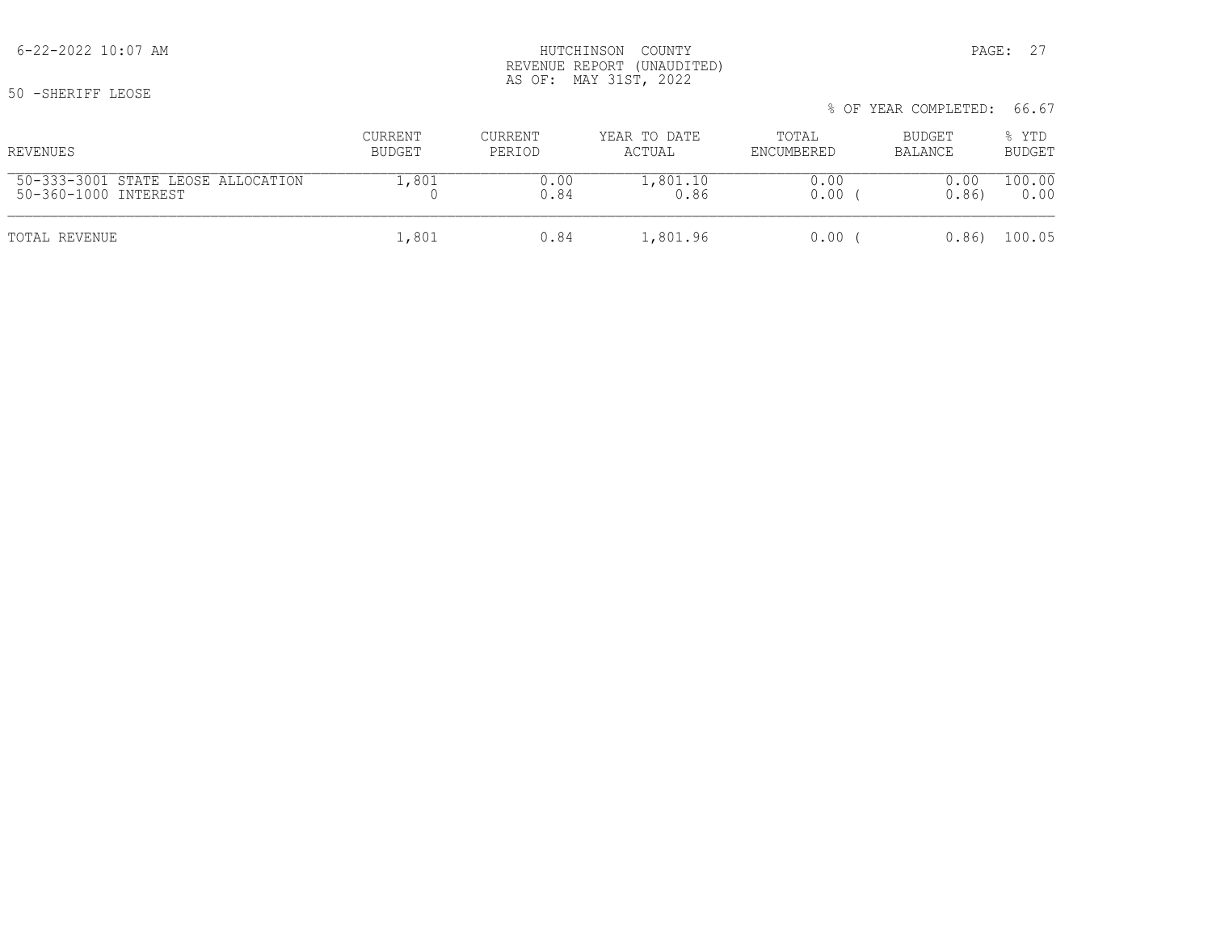HUTCHINSON COUNTY
REVENUE REPORT (UNAUDITED)
AS OF: MAY 31ST, 2022

50 -SHERIFF LEOSE

% OF YEAR COMPLETED: 66.67

| REVENUES | CURRENT BUDGET | CURRENT PERIOD | YEAR TO DATE ACTUAL | TOTAL ENCUMBERED | BUDGET BALANCE | % YTD BUDGET |
|---|---|---|---|---|---|---|
| 50-333-3001 STATE LEOSE ALLOCATION | 1,801 | 0.00 | 1,801.10 | 0.00 | 0.00 | 100.00 |
| 50-360-1000 INTEREST | 0 | 0.84 | 0.86 | 0.00 | ( 0.86) | 0.00 |
| TOTAL REVENUE | 1,801 | 0.84 | 1,801.96 | 0.00 | ( 0.86) | 100.05 |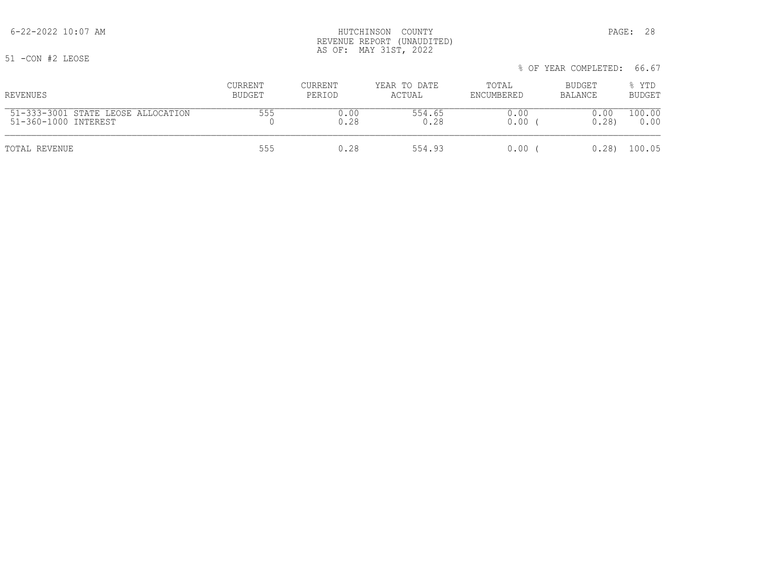6-22-2022 10:07 AM

HUTCHINSON COUNTY
REVENUE REPORT (UNAUDITED)
AS OF: MAY 31ST, 2022

51 -CON #2 LEOSE

% OF YEAR COMPLETED: 66.67

| REVENUES | CURRENT BUDGET | CURRENT PERIOD | YEAR TO DATE ACTUAL | TOTAL ENCUMBERED | BUDGET BALANCE | % YTD BUDGET |
|---|---|---|---|---|---|---|
| 51-333-3001 STATE LEOSE ALLOCATION | 555 | 0.00 | 554.65 | 0.00 | 0.00 | 100.00 |
| 51-360-1000 INTEREST | 0 | 0.28 | 0.28 | 0.00 | ( 0.28) | 0.00 |
| TOTAL REVENUE | 555 | 0.28 | 554.93 | 0.00 | ( 0.28) | 100.05 |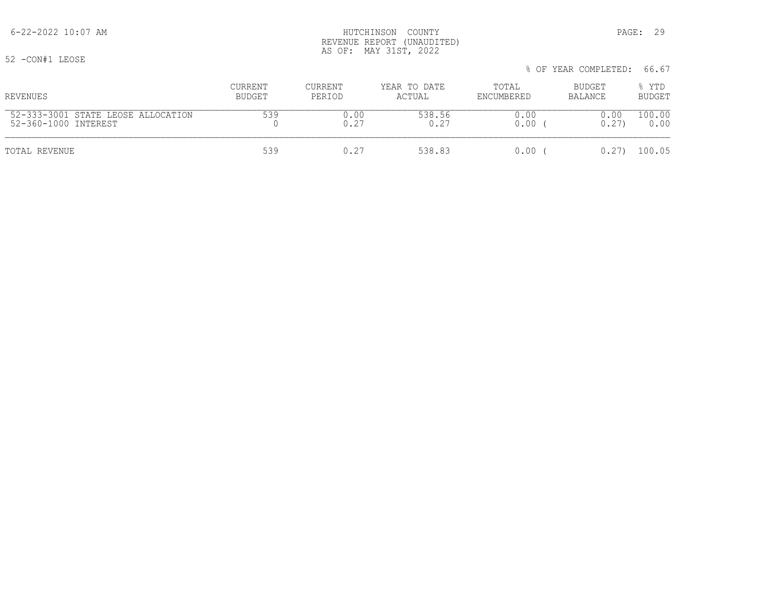HUTCHINSON COUNTY
REVENUE REPORT (UNAUDITED)
AS OF: MAY 31ST, 2022

52 -CON#1 LEOSE

% OF YEAR COMPLETED: 66.67

| REVENUES | CURRENT BUDGET | CURRENT PERIOD | YEAR TO DATE ACTUAL | TOTAL ENCUMBERED | BUDGET BALANCE | % YTD BUDGET |
|---|---|---|---|---|---|---|
| 52-333-3001 STATE LEOSE ALLOCATION | 539 | 0.00 | 538.56 | 0.00 | 0.00 | 100.00 |
| 52-360-1000 INTEREST | 0 | 0.27 | 0.27 | 0.00 | ( 0.27) | 0.00 |
| TOTAL REVENUE | 539 | 0.27 | 538.83 | 0.00 | ( 0.27) | 100.05 |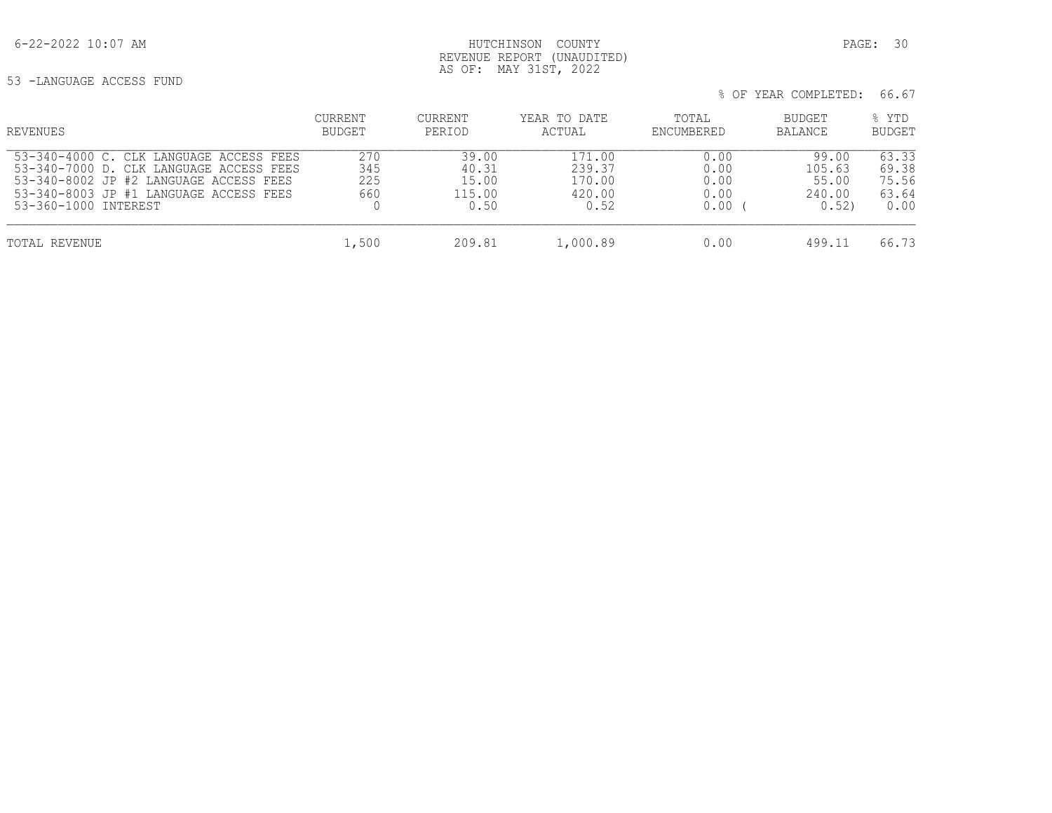HUTCHINSON COUNTY
REVENUE REPORT (UNAUDITED)
AS OF: MAY 31ST, 2022

53 -LANGUAGE ACCESS FUND

% OF YEAR COMPLETED: 66.67

| REVENUES | CURRENT BUDGET | CURRENT PERIOD | YEAR TO DATE ACTUAL | TOTAL ENCUMBERED | BUDGET BALANCE | % YTD BUDGET |
|---|---|---|---|---|---|---|
| 53-340-4000 C. CLK LANGUAGE ACCESS FEES | 270 | 39.00 | 171.00 | 0.00 | 99.00 | 63.33 |
| 53-340-7000 D. CLK LANGUAGE ACCESS FEES | 345 | 40.31 | 239.37 | 0.00 | 105.63 | 69.38 |
| 53-340-8002 JP #2 LANGUAGE ACCESS FEES | 225 | 15.00 | 170.00 | 0.00 | 55.00 | 75.56 |
| 53-340-8003 JP #1 LANGUAGE ACCESS FEES | 660 | 115.00 | 420.00 | 0.00 | 240.00 | 63.64 |
| 53-360-1000 INTEREST | 0 | 0.50 | 0.52 | 0.00 | ( 0.52) | 0.00 |
| TOTAL REVENUE | 1,500 | 209.81 | 1,000.89 | 0.00 | 499.11 | 66.73 |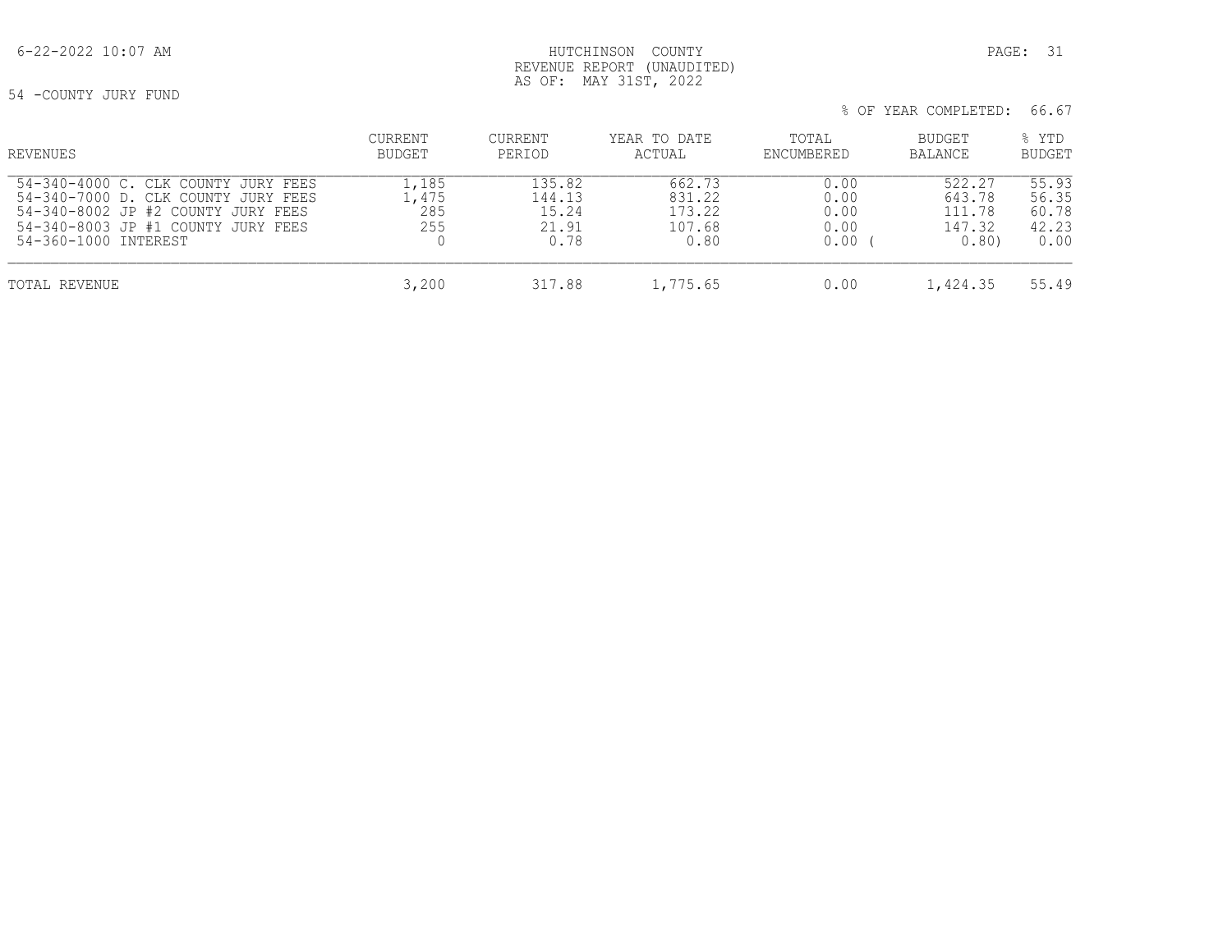HUTCHINSON COUNTY
REVENUE REPORT (UNAUDITED)
AS OF: MAY 31ST, 2022

54 -COUNTY JURY FUND

% OF YEAR COMPLETED: 66.67

| REVENUES | CURRENT BUDGET | CURRENT PERIOD | YEAR TO DATE ACTUAL | TOTAL ENCUMBERED | BUDGET BALANCE | % YTD BUDGET |
|---|---|---|---|---|---|---|
| 54-340-4000 C. CLK COUNTY JURY FEES | 1,185 | 135.82 | 662.73 | 0.00 | 522.27 | 55.93 |
| 54-340-7000 D. CLK COUNTY JURY FEES | 1,475 | 144.13 | 831.22 | 0.00 | 643.78 | 56.35 |
| 54-340-8002 JP #2 COUNTY JURY FEES | 285 | 15.24 | 173.22 | 0.00 | 111.78 | 60.78 |
| 54-340-8003 JP #1 COUNTY JURY FEES | 255 | 21.91 | 107.68 | 0.00 | 147.32 | 42.23 |
| 54-360-1000 INTEREST | 0 | 0.78 | 0.80 | 0.00 | ( 0.80) | 0.00 |
| TOTAL REVENUE | 3,200 | 317.88 | 1,775.65 | 0.00 | 1,424.35 | 55.49 |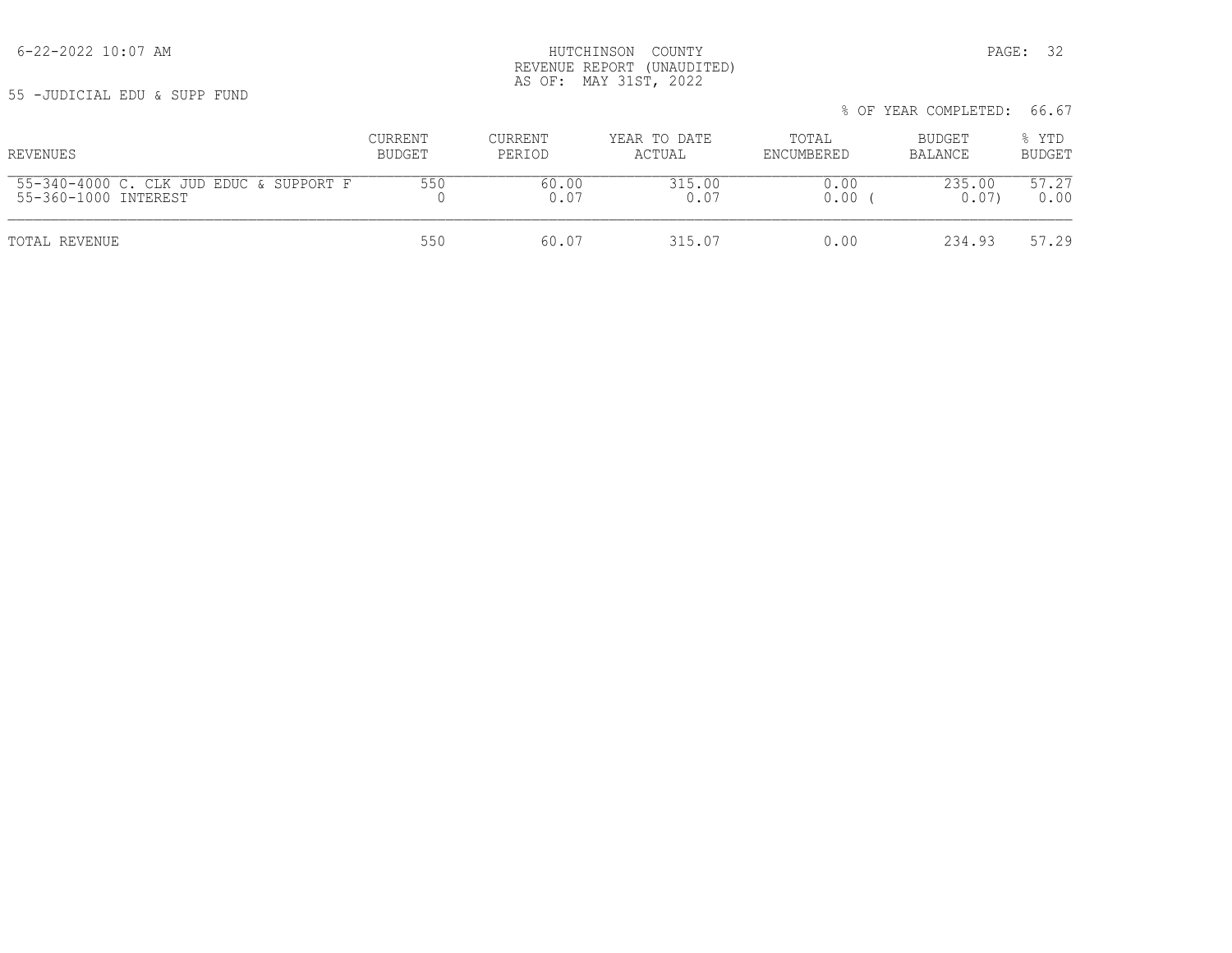HUTCHINSON COUNTY
REVENUE REPORT (UNAUDITED)
AS OF: MAY 31ST, 2022

55 -JUDICIAL EDU & SUPP FUND

% OF YEAR COMPLETED: 66.67

| REVENUES | CURRENT BUDGET | CURRENT PERIOD | YEAR TO DATE ACTUAL | TOTAL ENCUMBERED | BUDGET BALANCE | % YTD BUDGET |
|---|---|---|---|---|---|---|
| 55-340-4000 C. CLK JUD EDUC & SUPPORT F | 550 | 60.00 | 315.00 | 0.00 | 235.00 | 57.27 |
| 55-360-1000 INTEREST | 0 | 0.07 | 0.07 | 0.00 | ( 0.07) | 0.00 |
| TOTAL REVENUE | 550 | 60.07 | 315.07 | 0.00 | 234.93 | 57.29 |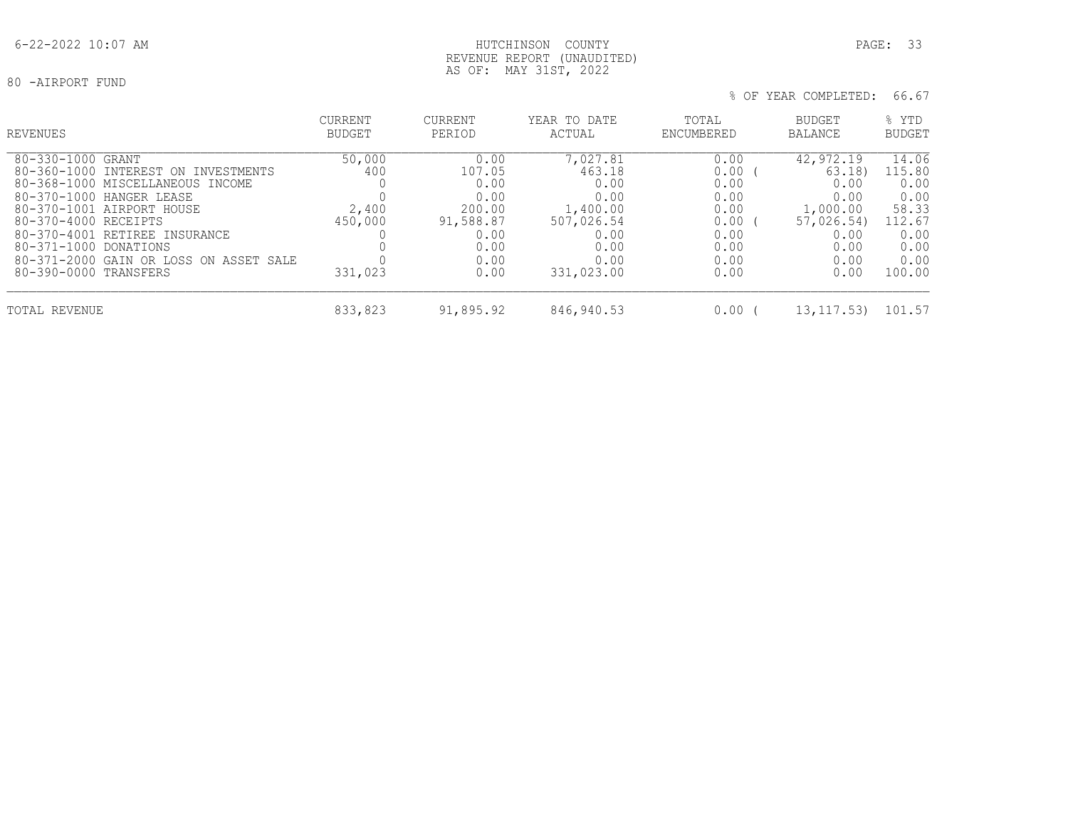HUTCHINSON COUNTY
REVENUE REPORT (UNAUDITED)
AS OF: MAY 31ST, 2022

80 -AIRPORT FUND

% OF YEAR COMPLETED: 66.67

| REVENUES | CURRENT BUDGET | CURRENT PERIOD | YEAR TO DATE ACTUAL | TOTAL ENCUMBERED | BUDGET BALANCE | % YTD BUDGET |
|---|---|---|---|---|---|---|
| 80-330-1000 GRANT | 50,000 | 0.00 | 7,027.81 | 0.00 | 42,972.19 | 14.06 |
| 80-360-1000 INTEREST ON INVESTMENTS | 400 | 107.05 | 463.18 | 0.00 | ( 63.18) | 115.80 |
| 80-368-1000 MISCELLANEOUS INCOME | 0 | 0.00 | 0.00 | 0.00 | 0.00 | 0.00 |
| 80-370-1000 HANGER LEASE | 0 | 0.00 | 0.00 | 0.00 | 0.00 | 0.00 |
| 80-370-1001 AIRPORT HOUSE | 2,400 | 200.00 | 1,400.00 | 0.00 | 1,000.00 | 58.33 |
| 80-370-4000 RECEIPTS | 450,000 | 91,588.87 | 507,026.54 | 0.00 | ( 57,026.54) | 112.67 |
| 80-370-4001 RETIREE INSURANCE | 0 | 0.00 | 0.00 | 0.00 | 0.00 | 0.00 |
| 80-371-1000 DONATIONS | 0 | 0.00 | 0.00 | 0.00 | 0.00 | 0.00 |
| 80-371-2000 GAIN OR LOSS ON ASSET SALE | 0 | 0.00 | 0.00 | 0.00 | 0.00 | 0.00 |
| 80-390-0000 TRANSFERS | 331,023 | 0.00 | 331,023.00 | 0.00 | 0.00 | 100.00 |
| TOTAL REVENUE | 833,823 | 91,895.92 | 846,940.53 | 0.00 | ( 13,117.53) | 101.57 |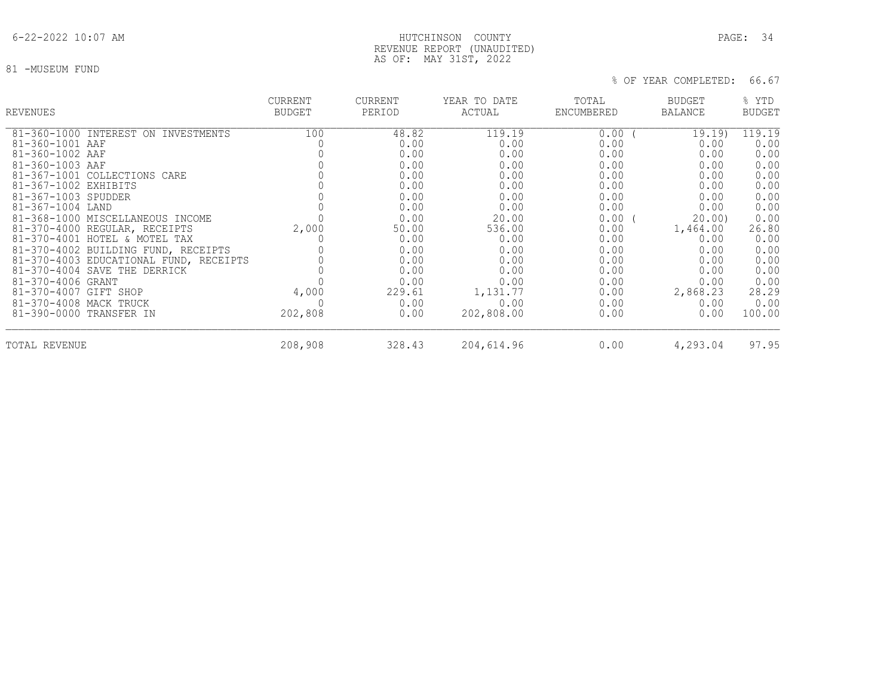HUTCHINSON COUNTY
REVENUE REPORT (UNAUDITED)
AS OF: MAY 31ST, 2022

81 -MUSEUM FUND

% OF YEAR COMPLETED: 66.67

| REVENUES | CURRENT BUDGET | CURRENT PERIOD | YEAR TO DATE ACTUAL | TOTAL ENCUMBERED | BUDGET BALANCE | % YTD BUDGET |
|---|---|---|---|---|---|---|
| 81-360-1000 INTEREST ON INVESTMENTS | 100 | 48.82 | 119.19 | 0.00 | ( 19.19) | 119.19 |
| 81-360-1001 AAF | 0 | 0.00 | 0.00 | 0.00 | 0.00 | 0.00 |
| 81-360-1002 AAF | 0 | 0.00 | 0.00 | 0.00 | 0.00 | 0.00 |
| 81-360-1003 AAF | 0 | 0.00 | 0.00 | 0.00 | 0.00 | 0.00 |
| 81-367-1001 COLLECTIONS CARE | 0 | 0.00 | 0.00 | 0.00 | 0.00 | 0.00 |
| 81-367-1002 EXHIBITS | 0 | 0.00 | 0.00 | 0.00 | 0.00 | 0.00 |
| 81-367-1003 SPUDDER | 0 | 0.00 | 0.00 | 0.00 | 0.00 | 0.00 |
| 81-367-1004 LAND | 0 | 0.00 | 0.00 | 0.00 | 0.00 | 0.00 |
| 81-368-1000 MISCELLANEOUS INCOME | 0 | 0.00 | 20.00 | 0.00 | ( 20.00) | 0.00 |
| 81-370-4000 REGULAR, RECEIPTS | 2,000 | 50.00 | 536.00 | 0.00 | 1,464.00 | 26.80 |
| 81-370-4001 HOTEL & MOTEL TAX | 0 | 0.00 | 0.00 | 0.00 | 0.00 | 0.00 |
| 81-370-4002 BUILDING FUND, RECEIPTS | 0 | 0.00 | 0.00 | 0.00 | 0.00 | 0.00 |
| 81-370-4003 EDUCATIONAL FUND, RECEIPTS | 0 | 0.00 | 0.00 | 0.00 | 0.00 | 0.00 |
| 81-370-4004 SAVE THE DERRICK | 0 | 0.00 | 0.00 | 0.00 | 0.00 | 0.00 |
| 81-370-4006 GRANT | 0 | 0.00 | 0.00 | 0.00 | 0.00 | 0.00 |
| 81-370-4007 GIFT SHOP | 4,000 | 229.61 | 1,131.77 | 0.00 | 2,868.23 | 28.29 |
| 81-370-4008 MACK TRUCK | 0 | 0.00 | 0.00 | 0.00 | 0.00 | 0.00 |
| 81-390-0000 TRANSFER IN | 202,808 | 0.00 | 202,808.00 | 0.00 | 0.00 | 100.00 |
| TOTAL REVENUE | 208,908 | 328.43 | 204,614.96 | 0.00 | 4,293.04 | 97.95 |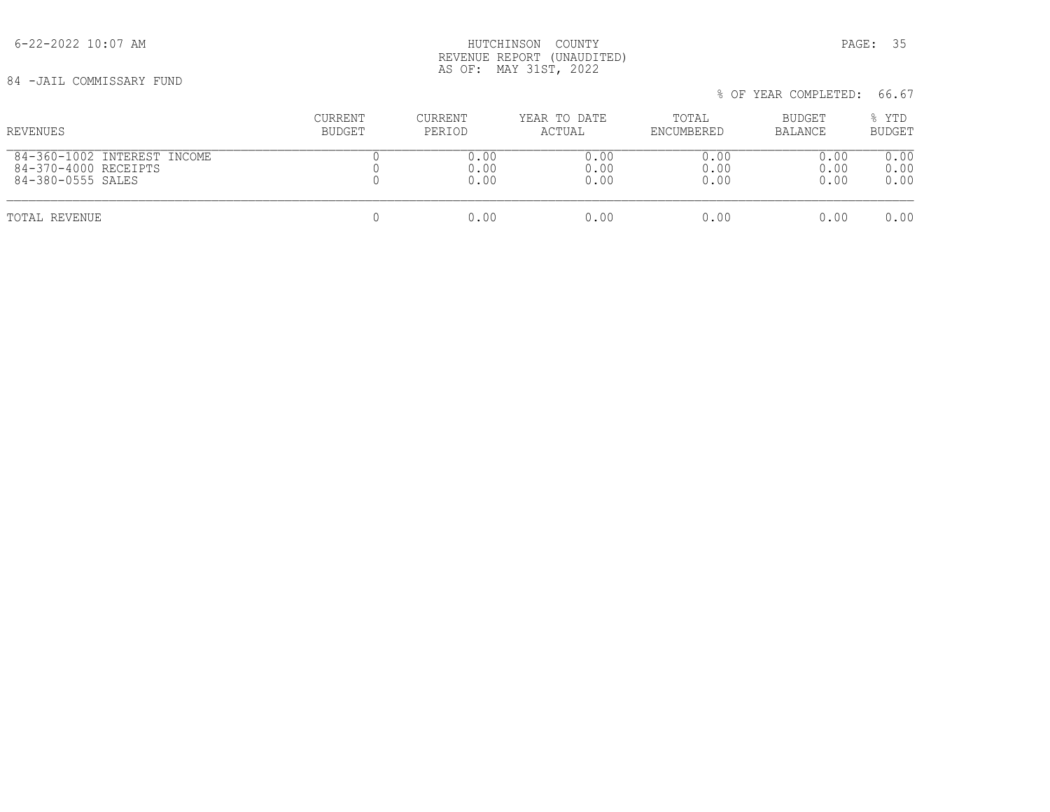HUTCHINSON COUNTY
REVENUE REPORT (UNAUDITED)
AS OF: MAY 31ST, 2022

84 -JAIL COMMISSARY FUND

% OF YEAR COMPLETED: 66.67

| REVENUES | CURRENT BUDGET | CURRENT PERIOD | YEAR TO DATE ACTUAL | TOTAL ENCUMBERED | BUDGET BALANCE | % YTD BUDGET |
|---|---|---|---|---|---|---|
| 84-360-1002 INTEREST INCOME | 0 | 0.00 | 0.00 | 0.00 | 0.00 | 0.00 |
| 84-370-4000 RECEIPTS | 0 | 0.00 | 0.00 | 0.00 | 0.00 | 0.00 |
| 84-380-0555 SALES | 0 | 0.00 | 0.00 | 0.00 | 0.00 | 0.00 |
| TOTAL REVENUE | 0 | 0.00 | 0.00 | 0.00 | 0.00 | 0.00 |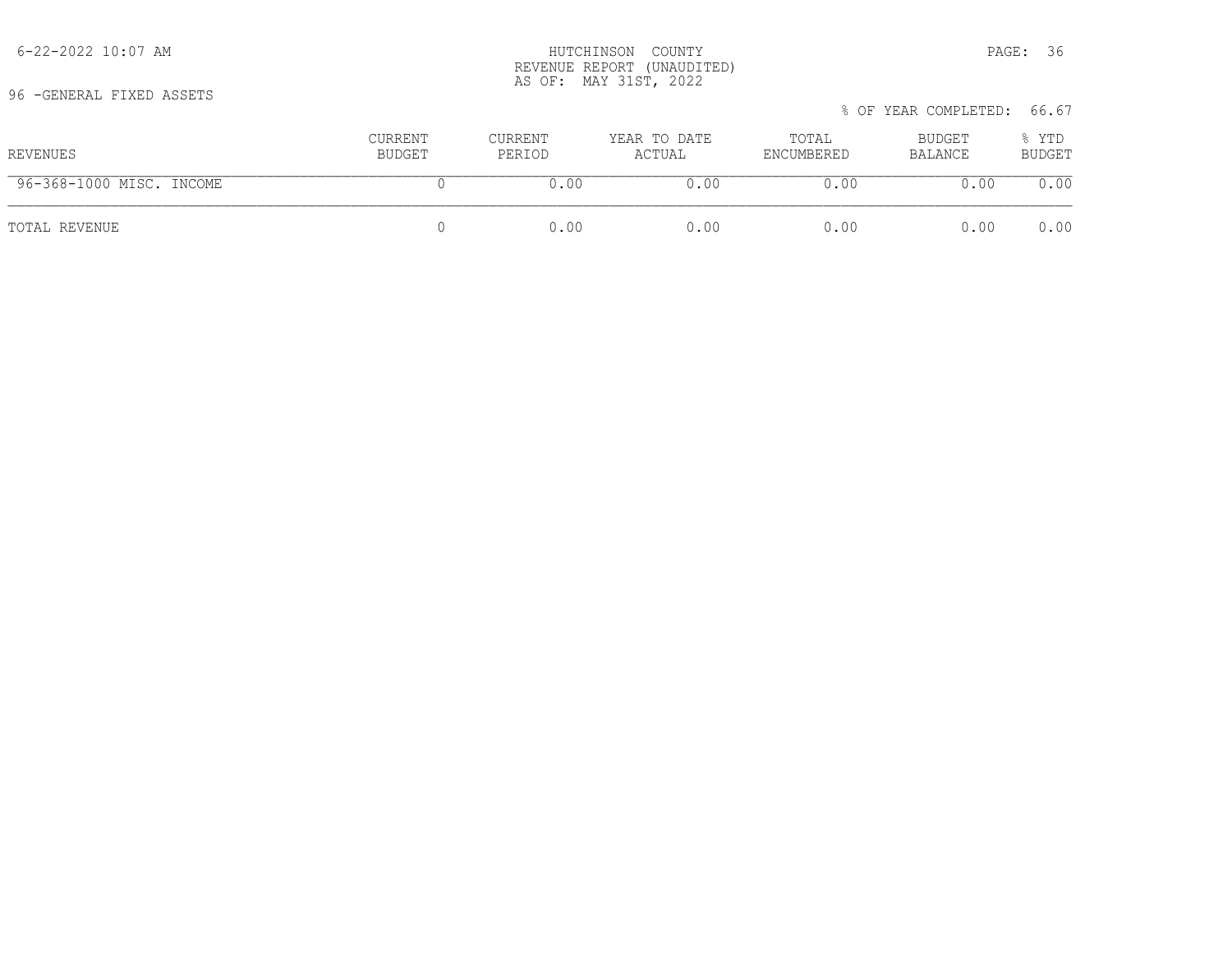HUTCHINSON COUNTY
REVENUE REPORT (UNAUDITED)
AS OF: MAY 31ST, 2022

96 -GENERAL FIXED ASSETS

% OF YEAR COMPLETED: 66.67

| REVENUES | CURRENT BUDGET | CURRENT PERIOD | YEAR TO DATE ACTUAL | TOTAL ENCUMBERED | BUDGET BALANCE | % YTD BUDGET |
|---|---|---|---|---|---|---|
| 96-368-1000 MISC. INCOME | 0 | 0.00 | 0.00 | 0.00 | 0.00 | 0.00 |
| TOTAL REVENUE | 0 | 0.00 | 0.00 | 0.00 | 0.00 | 0.00 |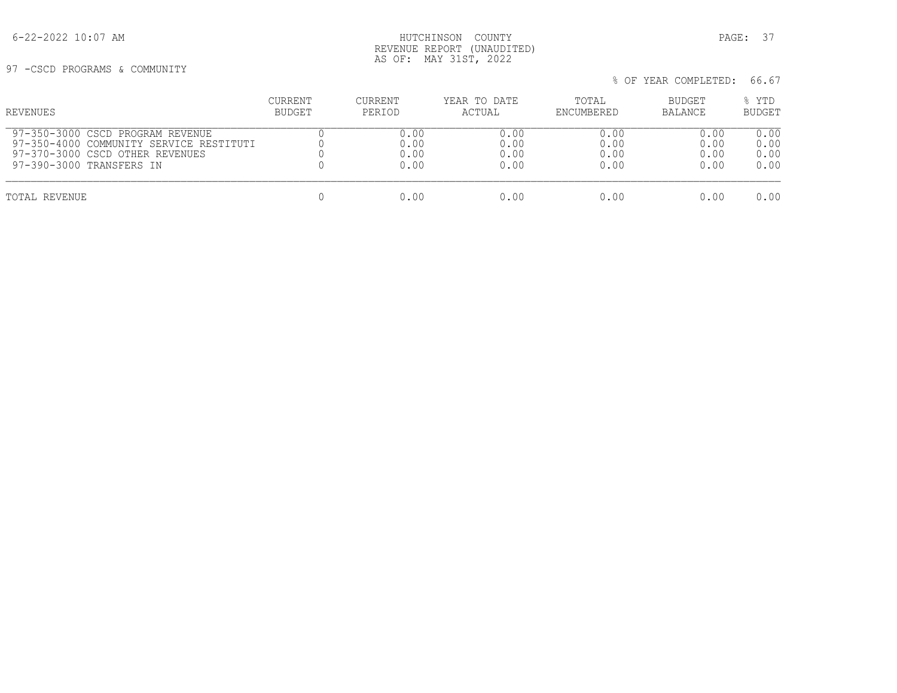HUTCHINSON COUNTY
REVENUE REPORT (UNAUDITED)
AS OF: MAY 31ST, 2022

97 -CSCD PROGRAMS & COMMUNITY

% OF YEAR COMPLETED: 66.67

| REVENUES | CURRENT BUDGET | CURRENT PERIOD | YEAR TO DATE ACTUAL | TOTAL ENCUMBERED | BUDGET BALANCE | % YTD BUDGET |
|---|---|---|---|---|---|---|
| 97-350-3000 CSCD PROGRAM REVENUE | 0 | 0.00 | 0.00 | 0.00 | 0.00 | 0.00 |
| 97-350-4000 COMMUNITY SERVICE RESTITUTI | 0 | 0.00 | 0.00 | 0.00 | 0.00 | 0.00 |
| 97-370-3000 CSCD OTHER REVENUES | 0 | 0.00 | 0.00 | 0.00 | 0.00 | 0.00 |
| 97-390-3000 TRANSFERS IN | 0 | 0.00 | 0.00 | 0.00 | 0.00 | 0.00 |
| TOTAL REVENUE | 0 | 0.00 | 0.00 | 0.00 | 0.00 | 0.00 |